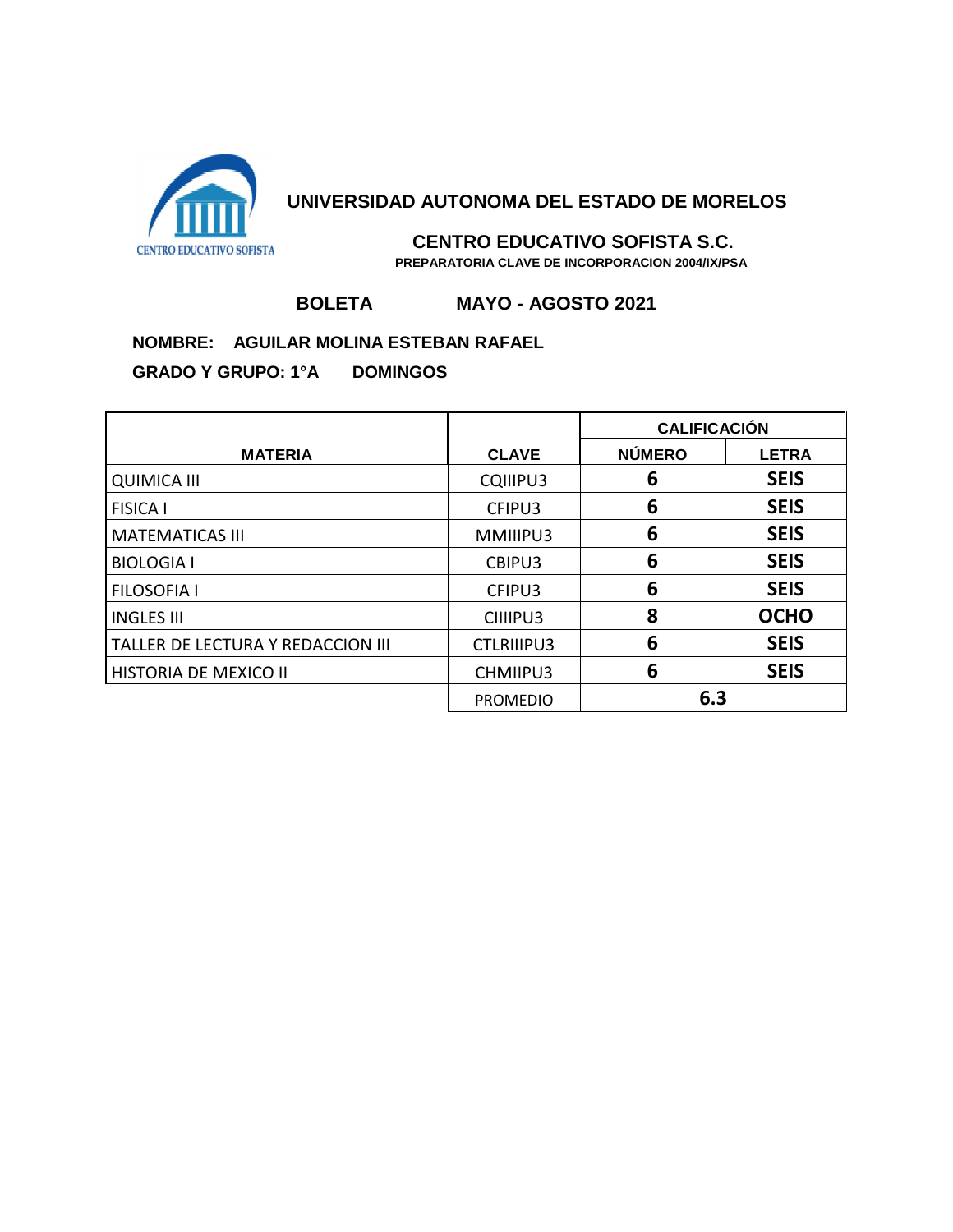CENTRO EDUCATIVO SOFISTA

## UNIVERSIDAD AUTONOMA DEL ESTADO DE MORELOS

### CENTRO EDUCATIVO SOFISTA S.C.

**PREPARATORIA CLAVE DE INCORPORACION 2004/IX/PSA**

**BOLETA MAYO - AGOSTO 2021**

**NOMBRE: AGUILAR MOLINA ESTEBAN RAFAEL**

**GRADO Y GRUPO: 1°A DOMINGOS**

| MATERIA | CLAVE | CALIFICACIÓN | |
|---|---|---|---|
| | | NÚMERO | LETRA |
| QUIMICA III | CQIIIPU3 | 6 | SEIS |
| FISICA I | CFIPU3 | 6 | SEIS |
| MATEMATICAS III | MMIIIPU3 | 6 | SEIS |
| BIOLOGIA I | CBIPU3 | 6 | SEIS |
| FILOSOFIA I | CFIPU3 | 6 | SEIS |
| INGLES III | CIIIIPU3 | 8 | OCHO |
| TALLER DE LECTURA Y REDACCION III | CTLRIIIPU3 | 6 | SEIS |
| HISTORIA DE MEXICO II | CHMIIPU3 | 6 | SEIS |
| | PROMEDIO | 6.3 | |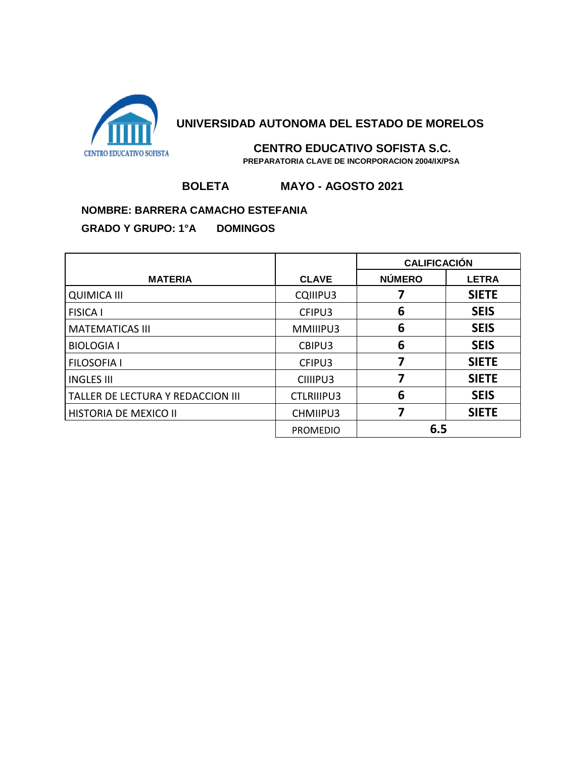CENTRO EDUCATIVO SOFISTA

# UNIVERSIDAD AUTONOMA DEL ESTADO DE MORELOS

## CENTRO EDUCATIVO SOFISTA S.C.

**PREPARATORIA CLAVE DE INCORPORACION 2004/IX/PSA**

**BOLETA** **MAYO - AGOSTO 2021**

**NOMBRE: BARRERA CAMACHO ESTEFANIA**

**GRADO Y GRUPO: 1°A** **DOMINGOS**

| MATERIA | CLAVE | CALIFICACIÓN | |
|---|---|---|---|
| | | NÚMERO | LETRA |
| QUIMICA III | CQIIIPU3 | 7 | SIETE |
| FISICA I | CFIPU3 | 6 | SEIS |
| MATEMATICAS III | MMIIIPU3 | 6 | SEIS |
| BIOLOGIA I | CBIPU3 | 6 | SEIS |
| FILOSOFIA I | CFIPU3 | 7 | SIETE |
| INGLES III | CIIIIPU3 | 7 | SIETE |
| TALLER DE LECTURA Y REDACCION III | CTLRIIIPU3 | 6 | SEIS |
| HISTORIA DE MEXICO II | CHMIIPU3 | 7 | SIETE |
| | PROMEDIO | 6.5 | |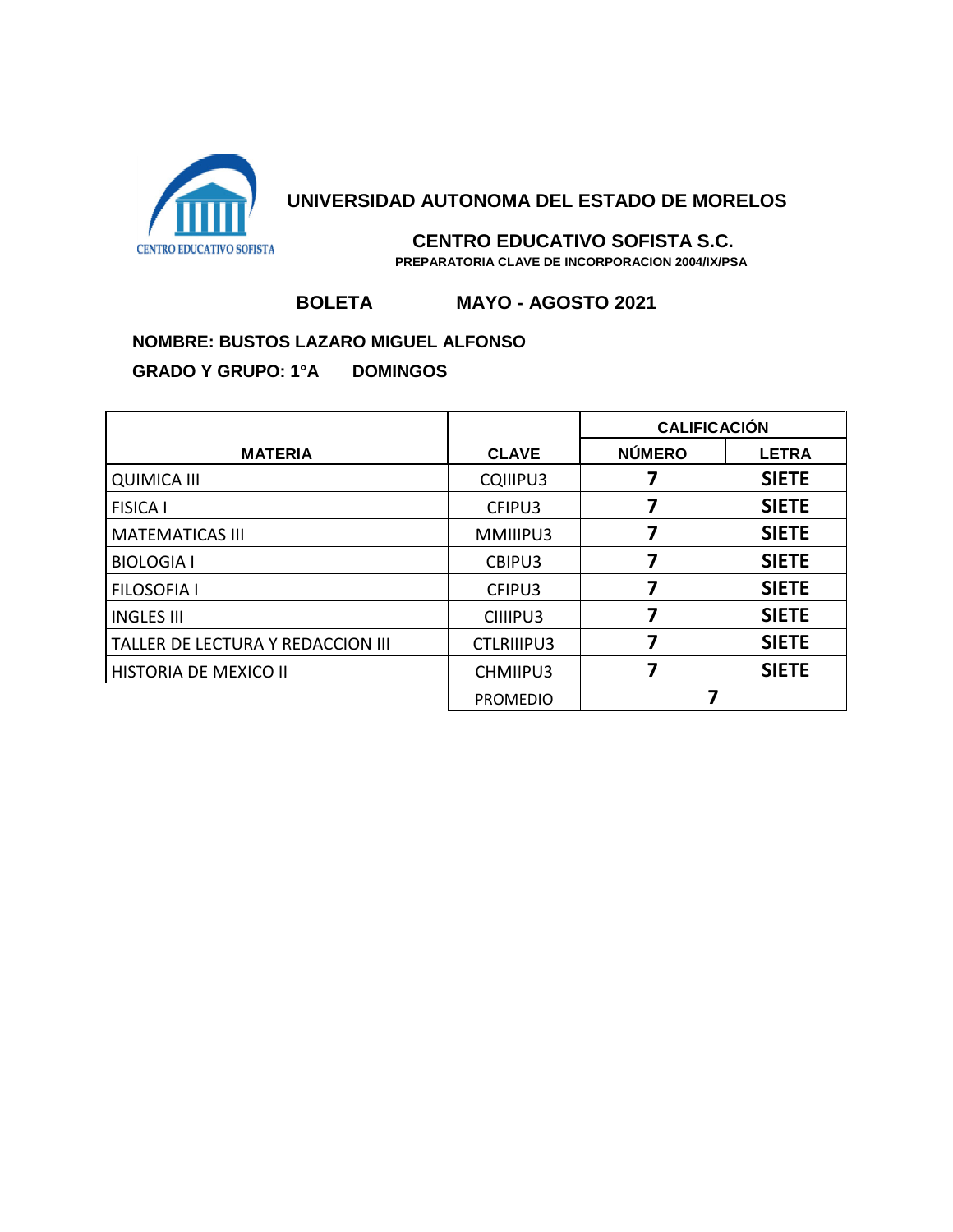CENTRO EDUCATIVO SOFISTA

## UNIVERSIDAD AUTONOMA DEL ESTADO DE MORELOS

### CENTRO EDUCATIVO SOFISTA S.C.

**PREPARATORIA CLAVE DE INCORPORACION 2004/IX/PSA**

**BOLETA MAYO - AGOSTO 2021**

**NOMBRE: BUSTOS LAZARO MIGUEL ALFONSO**

**GRADO Y GRUPO: 1°A DOMINGOS**

| MATERIA | CLAVE | CALIFICACIÓN | |
|---|---|---|---|
| | | NÚMERO | LETRA |
| QUIMICA III | CQIIIPU3 | 7 | SIETE |
| FISICA I | CFIPU3 | 7 | SIETE |
| MATEMATICAS III | MMIIIPU3 | 7 | SIETE |
| BIOLOGIA I | CBIPU3 | 7 | SIETE |
| FILOSOFIA I | CFIPU3 | 7 | SIETE |
| INGLES III | CIIIIPU3 | 7 | SIETE |
| TALLER DE LECTURA Y REDACCION III | CTLRIIIPU3 | 7 | SIETE |
| HISTORIA DE MEXICO II | CHMIIPU3 | 7 | SIETE |
| | PROMEDIO | 7 | |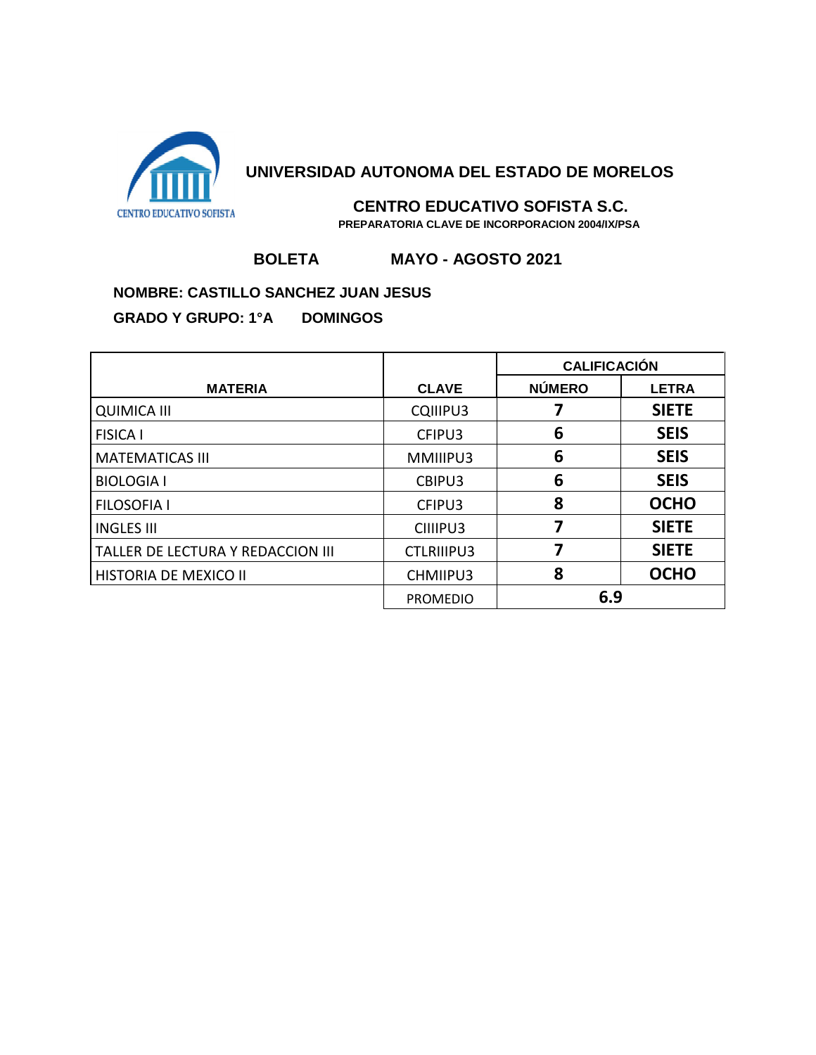CENTRO EDUCATIVO SOFISTA

**UNIVERSIDAD AUTONOMA DEL ESTADO DE MORELOS**

**CENTRO EDUCATIVO SOFISTA S.C.**

**PREPARATORIA CLAVE DE INCORPORACION 2004/IX/PSA**

**BOLETA MAYO - AGOSTO 2021**

**NOMBRE: CASTILLO SANCHEZ JUAN JESUS**

**GRADO Y GRUPO: 1°A DOMINGOS**

| MATERIA | CLAVE | CALIFICACIÓN NÚMERO | CALIFICACIÓN LETRA |
|---|---|---|---|
| QUIMICA III | CQIIIPU3 | 7 | SIETE |
| FISICA I | CFIPU3 | 6 | SEIS |
| MATEMATICAS III | MMIIIPU3 | 6 | SEIS |
| BIOLOGIA I | CBIPU3 | 6 | SEIS |
| FILOSOFIA I | CFIPU3 | 8 | OCHO |
| INGLES III | CIIIIPU3 | 7 | SIETE |
| TALLER DE LECTURA Y REDACCION III | CTLRIIIPU3 | 7 | SIETE |
| HISTORIA DE MEXICO II | CHMIIPU3 | 8 | OCHO |
| | PROMEDIO | 6.9 | |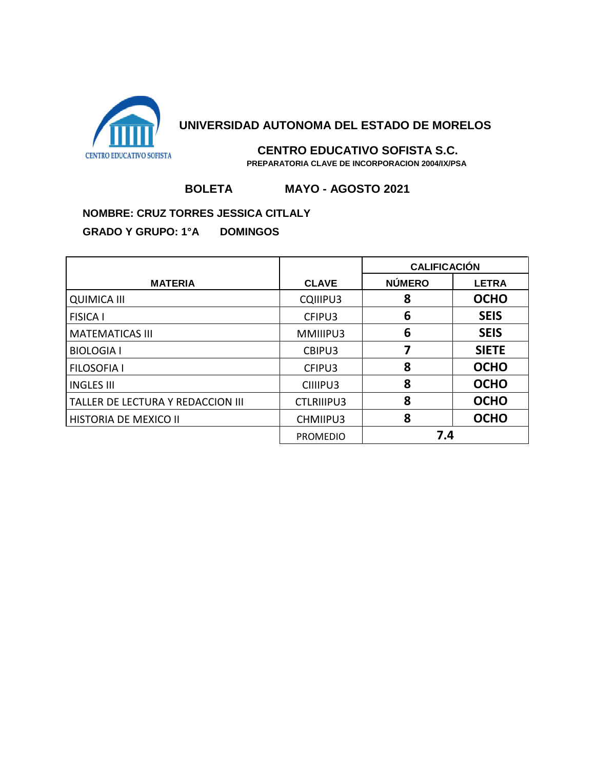CENTRO EDUCATIVO SOFISTA

## UNIVERSIDAD AUTONOMA DEL ESTADO DE MORELOS

### CENTRO EDUCATIVO SOFISTA S.C.

**PREPARATORIA CLAVE DE INCORPORACION 2004/IX/PSA**

**BOLETA MAYO - AGOSTO 2021**

**NOMBRE: CRUZ TORRES JESSICA CITLALY**

**GRADO Y GRUPO: 1°A DOMINGOS**

| MATERIA | CLAVE | CALIFICACIÓN | |
|---|---|---|---|
| | | NÚMERO | LETRA |
| QUIMICA III | CQIIIPU3 | 8 | OCHO |
| FISICA I | CFIPU3 | 6 | SEIS |
| MATEMATICAS III | MMIIIPU3 | 6 | SEIS |
| BIOLOGIA I | CBIPU3 | 7 | SIETE |
| FILOSOFIA I | CFIPU3 | 8 | OCHO |
| INGLES III | CIIIIPU3 | 8 | OCHO |
| TALLER DE LECTURA Y REDACCION III | CTLRIIIPU3 | 8 | OCHO |
| HISTORIA DE MEXICO II | CHMIIPU3 | 8 | OCHO |
| | PROMEDIO | 7.4 | |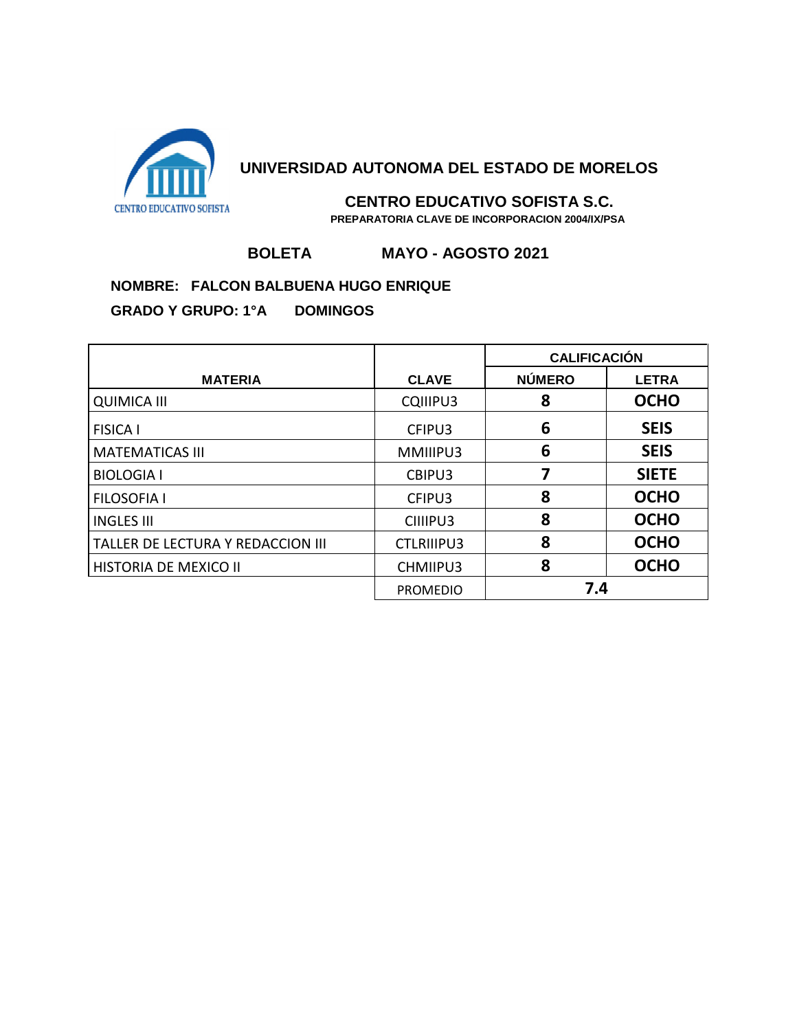CENTRO EDUCATIVO SOFISTA

# UNIVERSIDAD AUTONOMA DEL ESTADO DE MORELOS

## CENTRO EDUCATIVO SOFISTA S.C.

**PREPARATORIA CLAVE DE INCORPORACION 2004/IX/PSA**

**BOLETA** **MAYO - AGOSTO 2021**

**NOMBRE: FALCON BALBUENA HUGO ENRIQUE**

**GRADO Y GRUPO: 1°A DOMINGOS**

| MATERIA | CLAVE | CALIFICACIÓN | |
|---|---|---|---|
| | | NÚMERO | LETRA |
| QUIMICA III | CQIIIPU3 | 8 | OCHO |
| FISICA I | CFIPU3 | 6 | SEIS |
| MATEMATICAS III | MMIIIPU3 | 6 | SEIS |
| BIOLOGIA I | CBIPU3 | 7 | SIETE |
| FILOSOFIA I | CFIPU3 | 8 | OCHO |
| INGLES III | CIIIIPU3 | 8 | OCHO |
| TALLER DE LECTURA Y REDACCION III | CTLRIIIPU3 | 8 | OCHO |
| HISTORIA DE MEXICO II | CHMIIPU3 | 8 | OCHO |
| | PROMEDIO | 7.4 | |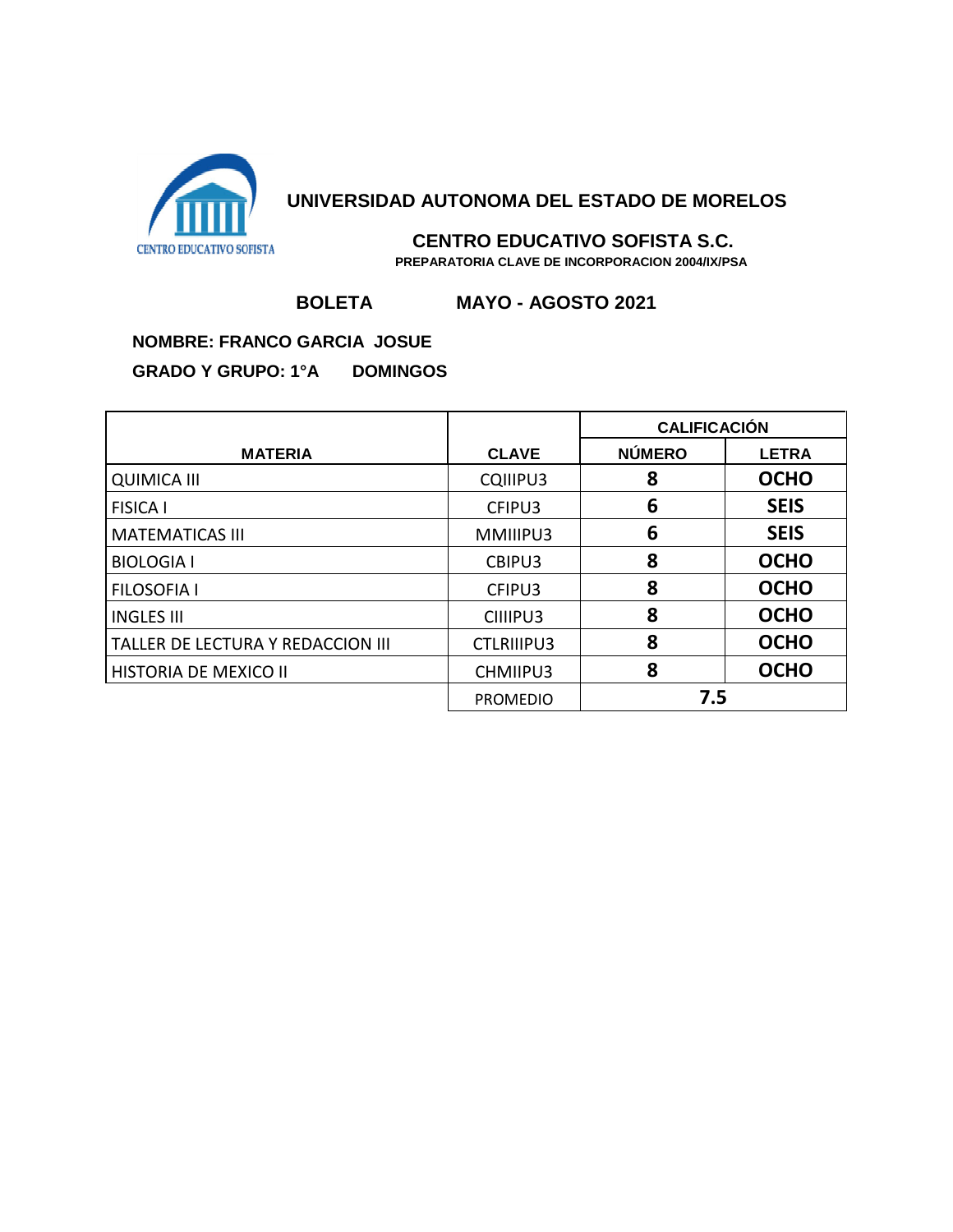CENTRO EDUCATIVO SOFISTA

## UNIVERSIDAD AUTONOMA DEL ESTADO DE MORELOS

### CENTRO EDUCATIVO SOFISTA S.C.

**PREPARATORIA CLAVE DE INCORPORACION 2004/IX/PSA**

**BOLETA** **MAYO - AGOSTO 2021**

**NOMBRE: FRANCO GARCIA JOSUE**

**GRADO Y GRUPO: 1°A DOMINGOS**

| MATERIA | CLAVE | CALIFICACIÓN | |
|---|---|---|---|
| | | NÚMERO | LETRA |
| QUIMICA III | CQIIIPU3 | 8 | OCHO |
| FISICA I | CFIPU3 | 6 | SEIS |
| MATEMATICAS III | MMIIIPU3 | 6 | SEIS |
| BIOLOGIA I | CBIPU3 | 8 | OCHO |
| FILOSOFIA I | CFIPU3 | 8 | OCHO |
| INGLES III | CIIIIPU3 | 8 | OCHO |
| TALLER DE LECTURA Y REDACCION III | CTLRIIIPU3 | 8 | OCHO |
| HISTORIA DE MEXICO II | CHMIIPU3 | 8 | OCHO |
| | PROMEDIO | 7.5 | |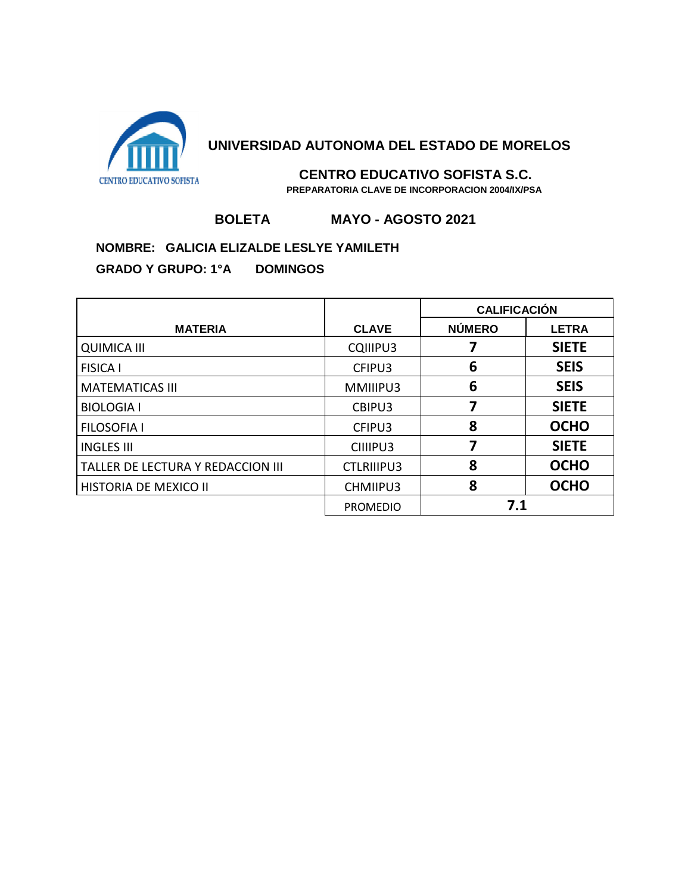CENTRO EDUCATIVO SOFISTA

## UNIVERSIDAD AUTONOMA DEL ESTADO DE MORELOS

### CENTRO EDUCATIVO SOFISTA S.C.

**PREPARATORIA CLAVE DE INCORPORACION 2004/IX/PSA**

**BOLETA MAYO - AGOSTO 2021**

**NOMBRE: GALICIA ELIZALDE LESLYE YAMILETH**

**GRADO Y GRUPO: 1°A DOMINGOS**

| | | CALIFICACIÓN | |
|---|---|---|---|
| **MATERIA** | **CLAVE** | **NÚMERO** | **LETRA** |
| QUIMICA III | CQIIIPU3 | **7** | **SIETE** |
| FISICA I | CFIPU3 | **6** | **SEIS** |
| MATEMATICAS III | MMIIIPU3 | **6** | **SEIS** |
| BIOLOGIA I | CBIPU3 | **7** | **SIETE** |
| FILOSOFIA I | CFIPU3 | **8** | **OCHO** |
| INGLES III | CIIIIPU3 | **7** | **SIETE** |
| TALLER DE LECTURA Y REDACCION III | CTLRIIIPU3 | **8** | **OCHO** |
| HISTORIA DE MEXICO II | CHMIIPU3 | **8** | **OCHO** |
| | PROMEDIO | **7.1** | |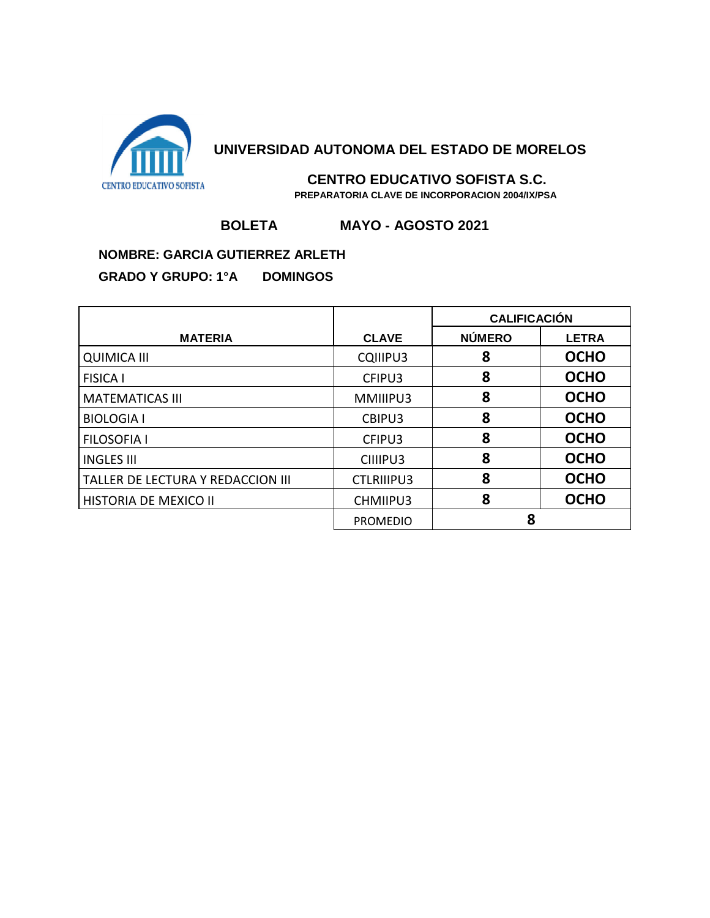CENTRO EDUCATIVO SOFISTA

## UNIVERSIDAD AUTONOMA DEL ESTADO DE MORELOS

### CENTRO EDUCATIVO SOFISTA S.C.

**PREPARATORIA CLAVE DE INCORPORACION 2004/IX/PSA**

**BOLETA MAYO - AGOSTO 2021**

**NOMBRE: GARCIA GUTIERREZ ARLETH**

**GRADO Y GRUPO: 1°A DOMINGOS**

| MATERIA | CLAVE | CALIFICACIÓN | |
|---|---|---|---|
| | | NÚMERO | LETRA |
| QUIMICA III | CQIIIPU3 | 8 | OCHO |
| FISICA I | CFIPU3 | 8 | OCHO |
| MATEMATICAS III | MMIIIPU3 | 8 | OCHO |
| BIOLOGIA I | CBIPU3 | 8 | OCHO |
| FILOSOFIA I | CFIPU3 | 8 | OCHO |
| INGLES III | CIIIIPU3 | 8 | OCHO |
| TALLER DE LECTURA Y REDACCION III | CTLRIIIPU3 | 8 | OCHO |
| HISTORIA DE MEXICO II | CHMIIPU3 | 8 | OCHO |
| | PROMEDIO | 8 | |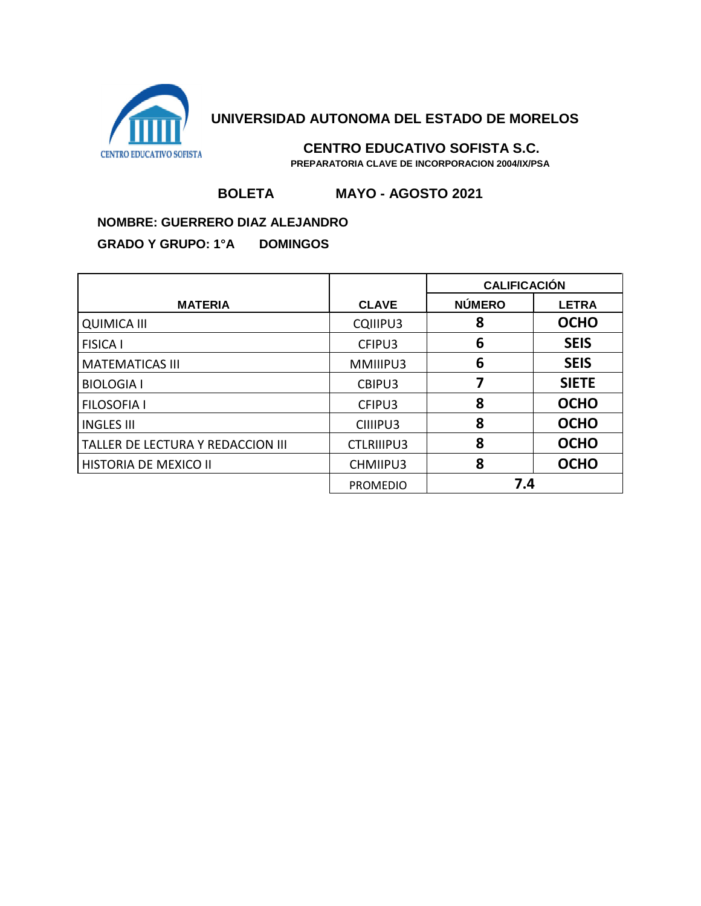CENTRO EDUCATIVO SOFISTA

## UNIVERSIDAD AUTONOMA DEL ESTADO DE MORELOS

### CENTRO EDUCATIVO SOFISTA S.C.

**PREPARATORIA CLAVE DE INCORPORACION 2004/IX/PSA**

**BOLETA MAYO - AGOSTO 2021**

**NOMBRE: GUERRERO DIAZ ALEJANDRO**

**GRADO Y GRUPO: 1°A DOMINGOS**

| MATERIA | CLAVE | CALIFICACIÓN | |
|---|---|---|---|
| | | NÚMERO | LETRA |
| QUIMICA III | CQIIIPU3 | 8 | OCHO |
| FISICA I | CFIPU3 | 6 | SEIS |
| MATEMATICAS III | MMIIIPU3 | 6 | SEIS |
| BIOLOGIA I | CBIPU3 | 7 | SIETE |
| FILOSOFIA I | CFIPU3 | 8 | OCHO |
| INGLES III | CIIIIPU3 | 8 | OCHO |
| TALLER DE LECTURA Y REDACCION III | CTLRIIIPU3 | 8 | OCHO |
| HISTORIA DE MEXICO II | CHMIIPU3 | 8 | OCHO |
| | PROMEDIO | 7.4 | |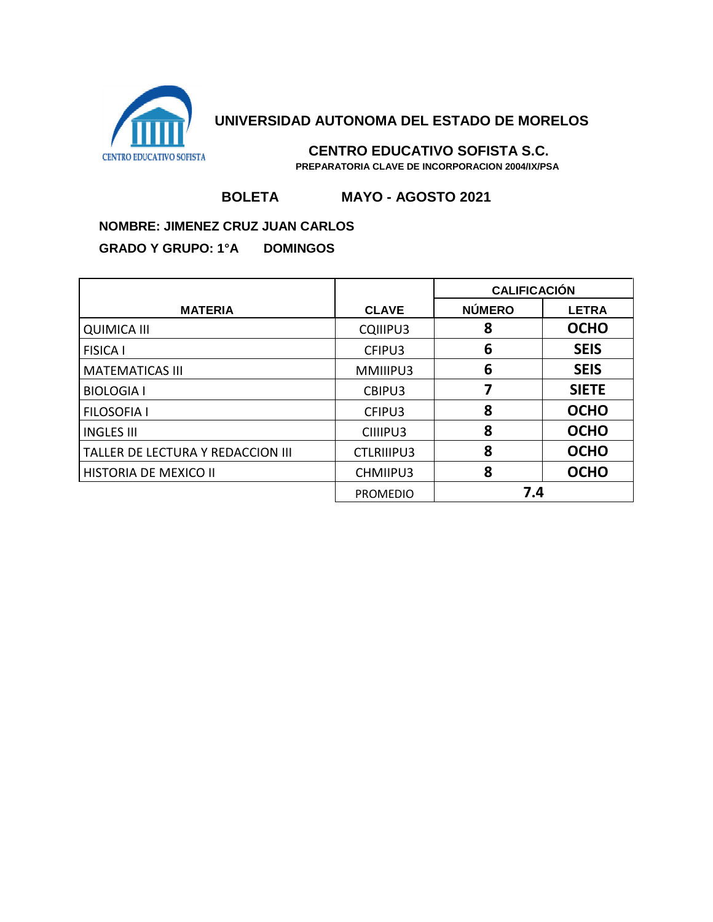CENTRO EDUCATIVO SOFISTA

# UNIVERSIDAD AUTONOMA DEL ESTADO DE MORELOS

## CENTRO EDUCATIVO SOFISTA S.C.

**PREPARATORIA CLAVE DE INCORPORACION 2004/IX/PSA**

**BOLETA MAYO - AGOSTO 2021**

**NOMBRE: JIMENEZ CRUZ JUAN CARLOS**

**GRADO Y GRUPO: 1°A DOMINGOS**

| MATERIA | CLAVE | CALIFICACIÓN | |
|---|---|---|---|
| | | NÚMERO | LETRA |
| QUIMICA III | CQIIIPU3 | 8 | OCHO |
| FISICA I | CFIPU3 | 6 | SEIS |
| MATEMATICAS III | MMIIIPU3 | 6 | SEIS |
| BIOLOGIA I | CBIPU3 | 7 | SIETE |
| FILOSOFIA I | CFIPU3 | 8 | OCHO |
| INGLES III | CIIIPU3 | 8 | OCHO |
| TALLER DE LECTURA Y REDACCION III | CTLRIIIPU3 | 8 | OCHO |
| HISTORIA DE MEXICO II | CHMIIPU3 | 8 | OCHO |
| | PROMEDIO | 7.4 | |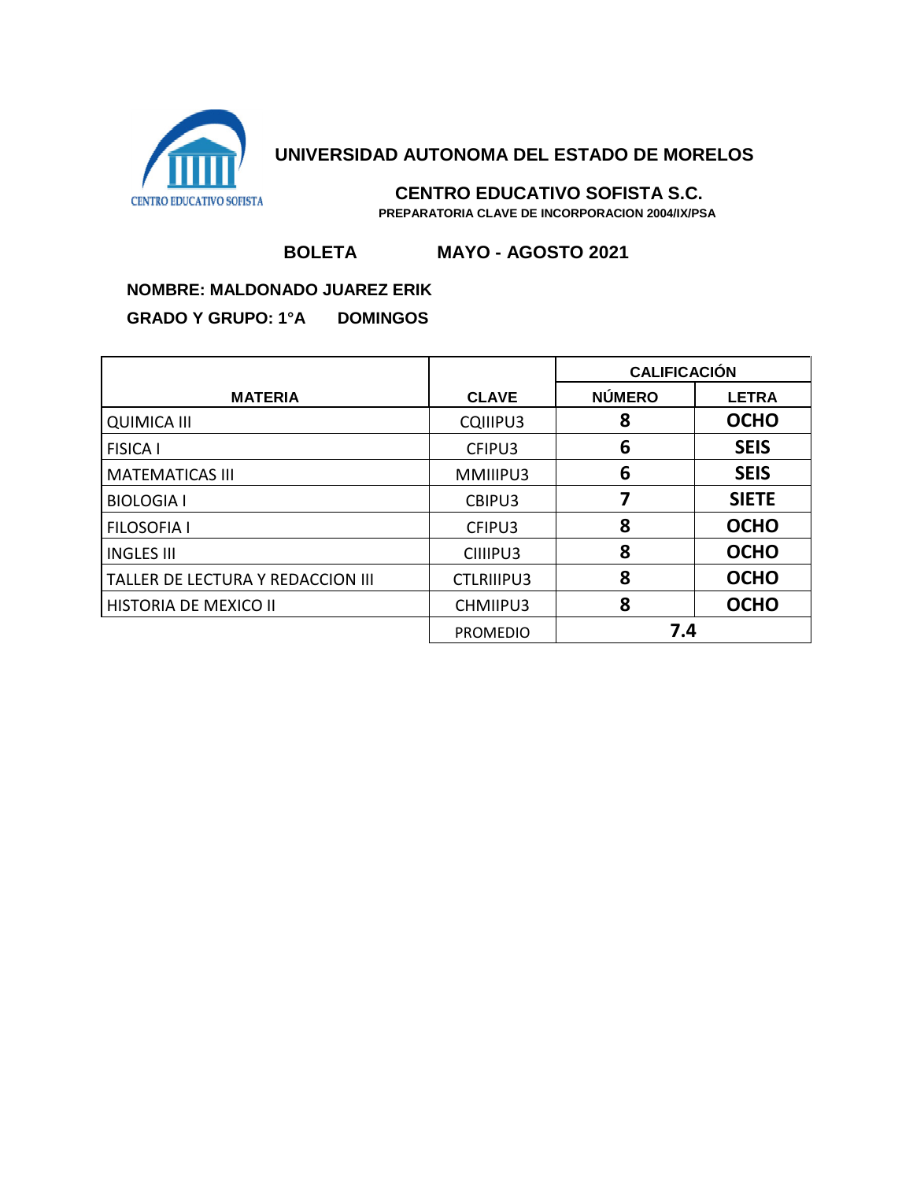CENTRO EDUCATIVO SOFISTA

**UNIVERSIDAD AUTONOMA DEL ESTADO DE MORELOS**

**CENTRO EDUCATIVO SOFISTA S.C.**

**PREPARATORIA CLAVE DE INCORPORACION 2004/IX/PSA**

**BOLETA** **MAYO - AGOSTO 2021**

**NOMBRE: MALDONADO JUAREZ ERIK**

**GRADO Y GRUPO: 1°A** **DOMINGOS**

| MATERIA | CLAVE | CALIFICACIÓN | |
|---|---|---|---|
| | | NÚMERO | LETRA |
| QUIMICA III | CQIIIPU3 | 8 | OCHO |
| FISICA I | CFIPU3 | 6 | SEIS |
| MATEMATICAS III | MMIIIPU3 | 6 | SEIS |
| BIOLOGIA I | CBIPU3 | 7 | SIETE |
| FILOSOFIA I | CFIPU3 | 8 | OCHO |
| INGLES III | CIIIIPU3 | 8 | OCHO |
| TALLER DE LECTURA Y REDACCION III | CTLRIIIPU3 | 8 | OCHO |
| HISTORIA DE MEXICO II | CHMIIPU3 | 8 | OCHO |
| | PROMEDIO | 7.4 | |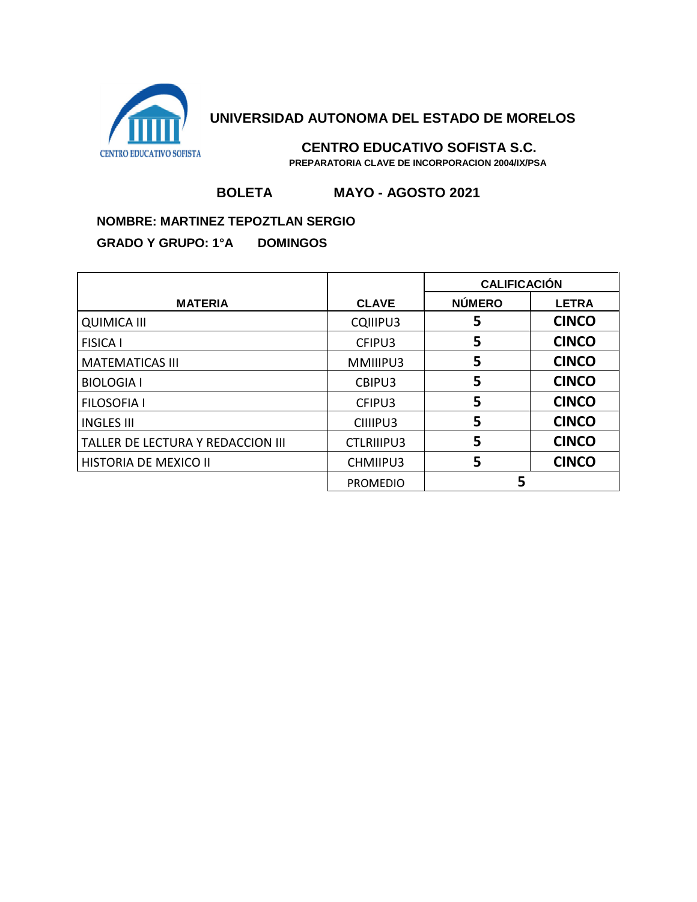CENTRO EDUCATIVO SOFISTA

## UNIVERSIDAD AUTONOMA DEL ESTADO DE MORELOS

### CENTRO EDUCATIVO SOFISTA S.C.

**PREPARATORIA CLAVE DE INCORPORACION 2004/IX/PSA**

**BOLETA** **MAYO - AGOSTO 2021**

**NOMBRE: MARTINEZ TEPOZTLAN SERGIO**

**GRADO Y GRUPO: 1°A** **DOMINGOS**

| MATERIA | CLAVE | CALIFICACIÓN | |
|---|---|---|---|
| | | NÚMERO | LETRA |
| QUIMICA III | CQIIIPU3 | 5 | CINCO |
| FISICA I | CFIPU3 | 5 | CINCO |
| MATEMATICAS III | MMIIIPU3 | 5 | CINCO |
| BIOLOGIA I | CBIPU3 | 5 | CINCO |
| FILOSOFIA I | CFIPU3 | 5 | CINCO |
| INGLES III | CIIIIPU3 | 5 | CINCO |
| TALLER DE LECTURA Y REDACCION III | CTLRIIIPU3 | 5 | CINCO |
| HISTORIA DE MEXICO II | CHMIIPU3 | 5 | CINCO |
| | PROMEDIO | 5 | |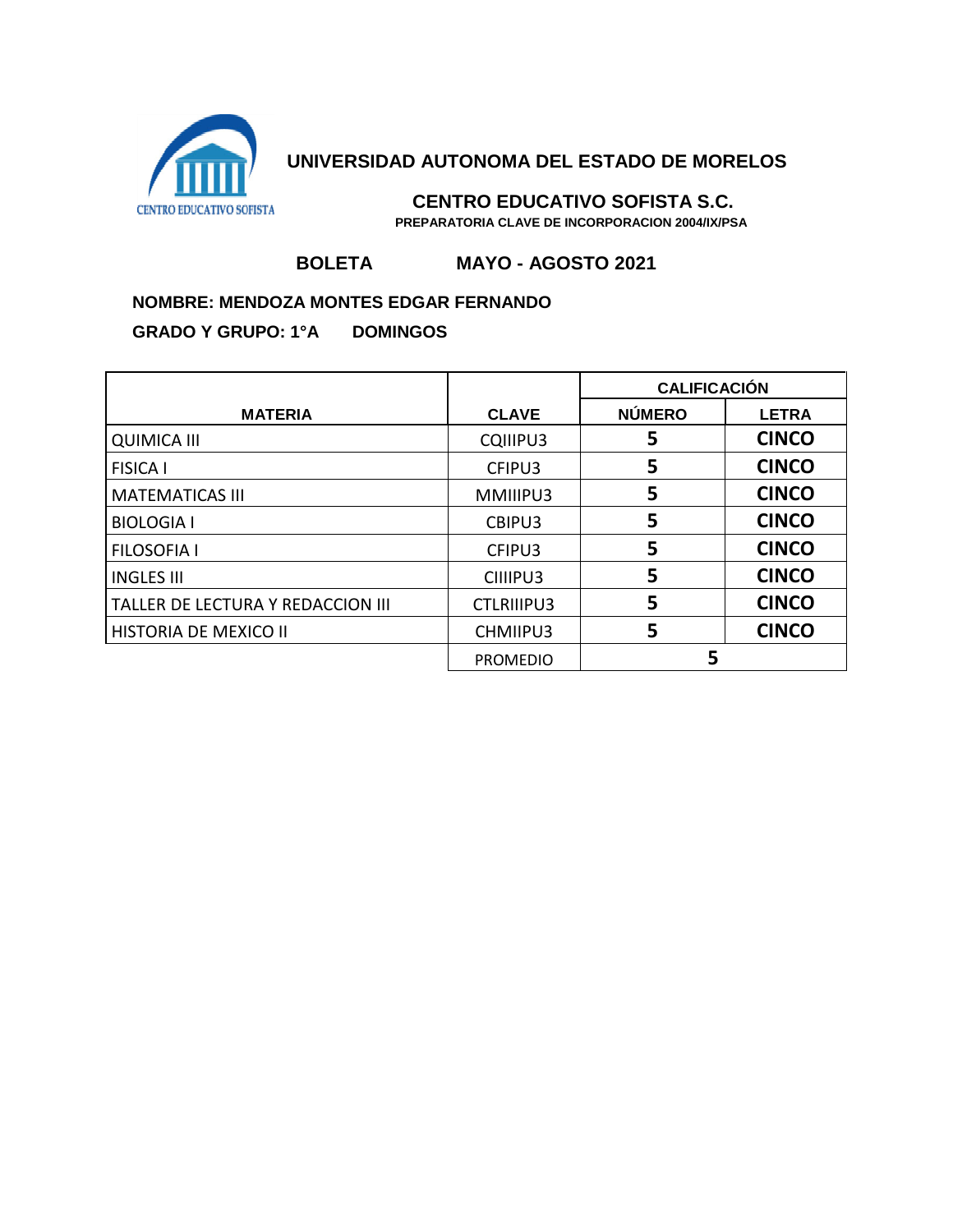CENTRO EDUCATIVO SOFISTA

# UNIVERSIDAD AUTONOMA DEL ESTADO DE MORELOS

## CENTRO EDUCATIVO SOFISTA S.C.

**PREPARATORIA CLAVE DE INCORPORACION 2004/IX/PSA**

**BOLETA** **MAYO - AGOSTO 2021**

**NOMBRE: MENDOZA MONTES EDGAR FERNANDO**

**GRADO Y GRUPO: 1°A** **DOMINGOS**

| MATERIA | CLAVE | CALIFICACIÓN | |
|---|---|---|---|
| | | NÚMERO | LETRA |
| QUIMICA III | CQIIIPU3 | 5 | CINCO |
| FISICA I | CFIPU3 | 5 | CINCO |
| MATEMATICAS III | MMIIIPU3 | 5 | CINCO |
| BIOLOGIA I | CBIPU3 | 5 | CINCO |
| FILOSOFIA I | CFIPU3 | 5 | CINCO |
| INGLES III | CIIIIPU3 | 5 | CINCO |
| TALLER DE LECTURA Y REDACCION III | CTLRIIIPU3 | 5 | CINCO |
| HISTORIA DE MEXICO II | CHMIIPU3 | 5 | CINCO |
| | PROMEDIO | 5 | |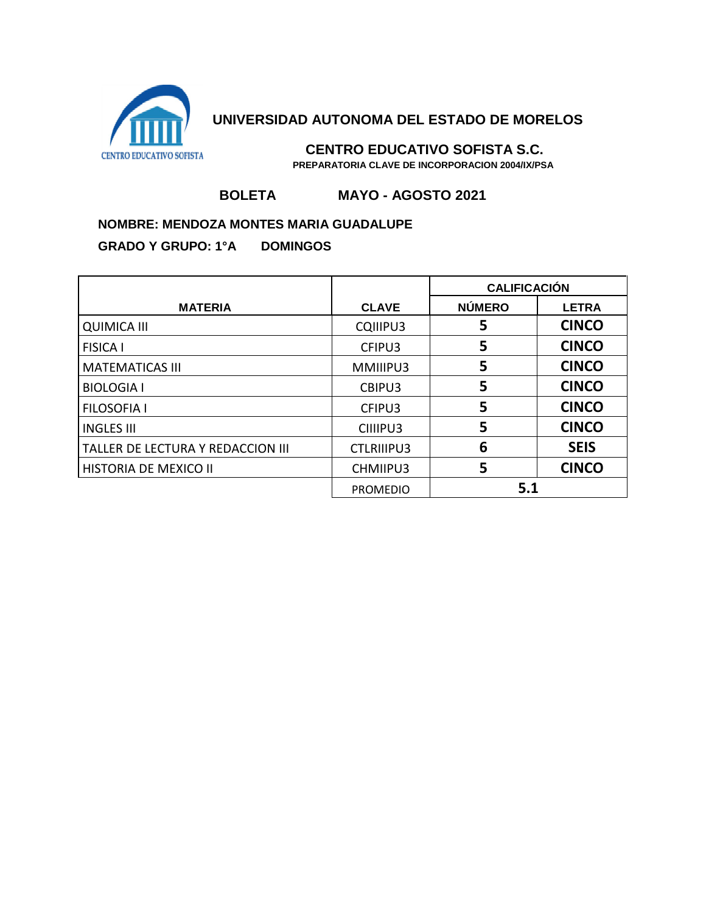CENTRO EDUCATIVO SOFISTA

# UNIVERSIDAD AUTONOMA DEL ESTADO DE MORELOS

## CENTRO EDUCATIVO SOFISTA S.C.

**PREPARATORIA CLAVE DE INCORPORACION 2004/IX/PSA**

**BOLETA** **MAYO - AGOSTO 2021**

**NOMBRE: MENDOZA MONTES MARIA GUADALUPE**

**GRADO Y GRUPO: 1°A** **DOMINGOS**

| MATERIA | CLAVE | CALIFICACIÓN | |
|---|---|---|---|
| | | NÚMERO | LETRA |
| QUIMICA III | CQIIIPU3 | 5 | CINCO |
| FISICA I | CFIPU3 | 5 | CINCO |
| MATEMATICAS III | MMIIIPU3 | 5 | CINCO |
| BIOLOGIA I | CBIPU3 | 5 | CINCO |
| FILOSOFIA I | CFIPU3 | 5 | CINCO |
| INGLES III | CIIIIPU3 | 5 | CINCO |
| TALLER DE LECTURA Y REDACCION III | CTLRIIIPU3 | 6 | SEIS |
| HISTORIA DE MEXICO II | CHMIIPU3 | 5 | CINCO |
| | PROMEDIO | 5.1 | |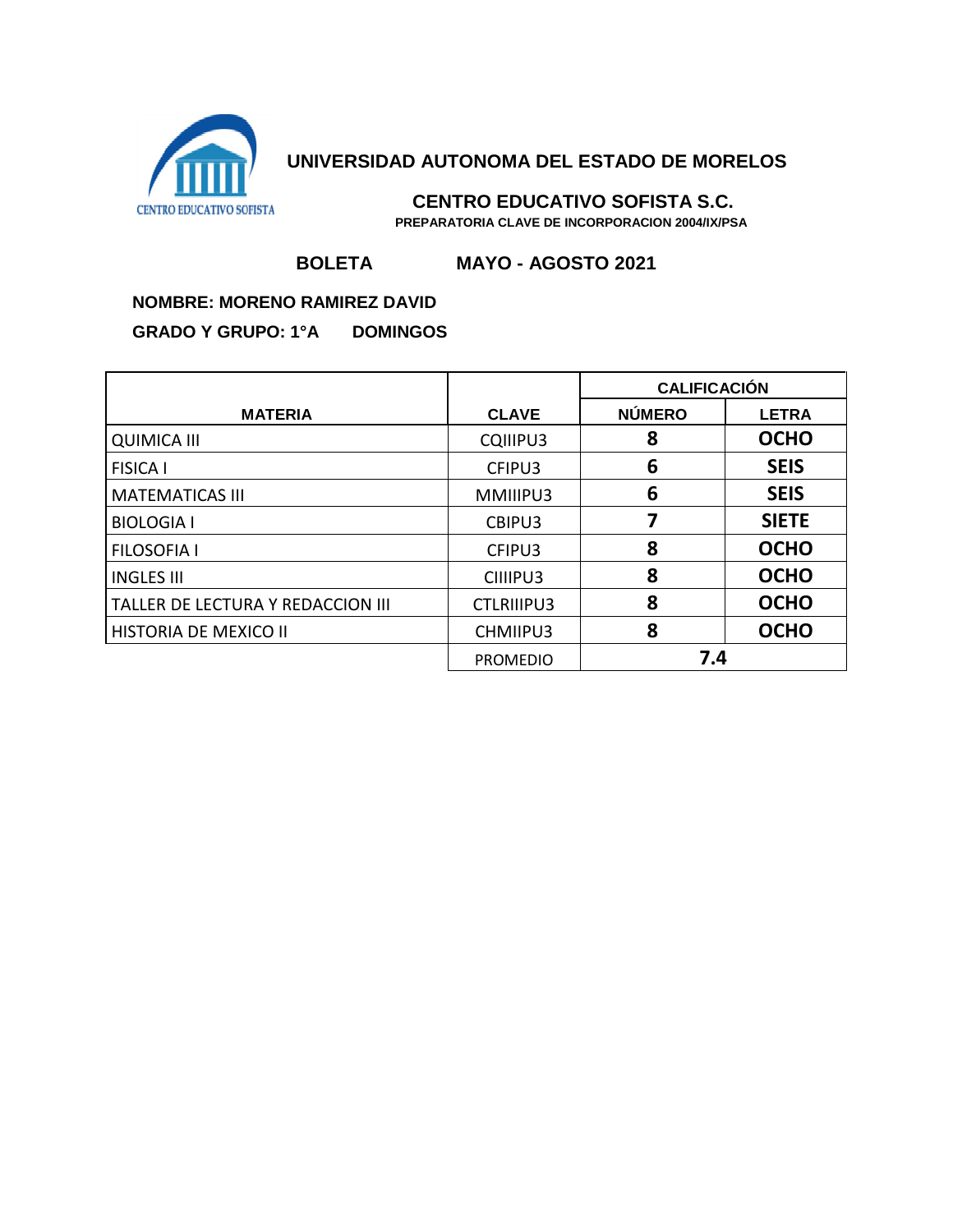CENTRO EDUCATIVO SOFISTA

## UNIVERSIDAD AUTONOMA DEL ESTADO DE MORELOS

### CENTRO EDUCATIVO SOFISTA S.C.

**PREPARATORIA CLAVE DE INCORPORACION 2004/IX/PSA**

**BOLETA** **MAYO - AGOSTO 2021**

**NOMBRE: MORENO RAMIREZ DAVID**

**GRADO Y GRUPO: 1°A** **DOMINGOS**

| MATERIA | CLAVE | CALIFICACIÓN | |
|---|---|---|---|
| | | NÚMERO | LETRA |
| QUIMICA III | CQIIIPU3 | 8 | OCHO |
| FISICA I | CFIPU3 | 6 | SEIS |
| MATEMATICAS III | MMIIIPU3 | 6 | SEIS |
| BIOLOGIA I | CBIPU3 | 7 | SIETE |
| FILOSOFIA I | CFIPU3 | 8 | OCHO |
| INGLES III | CIIIIPU3 | 8 | OCHO |
| TALLER DE LECTURA Y REDACCION III | CTLRIIIPU3 | 8 | OCHO |
| HISTORIA DE MEXICO II | CHMIIPU3 | 8 | OCHO |
| | PROMEDIO | 7.4 | |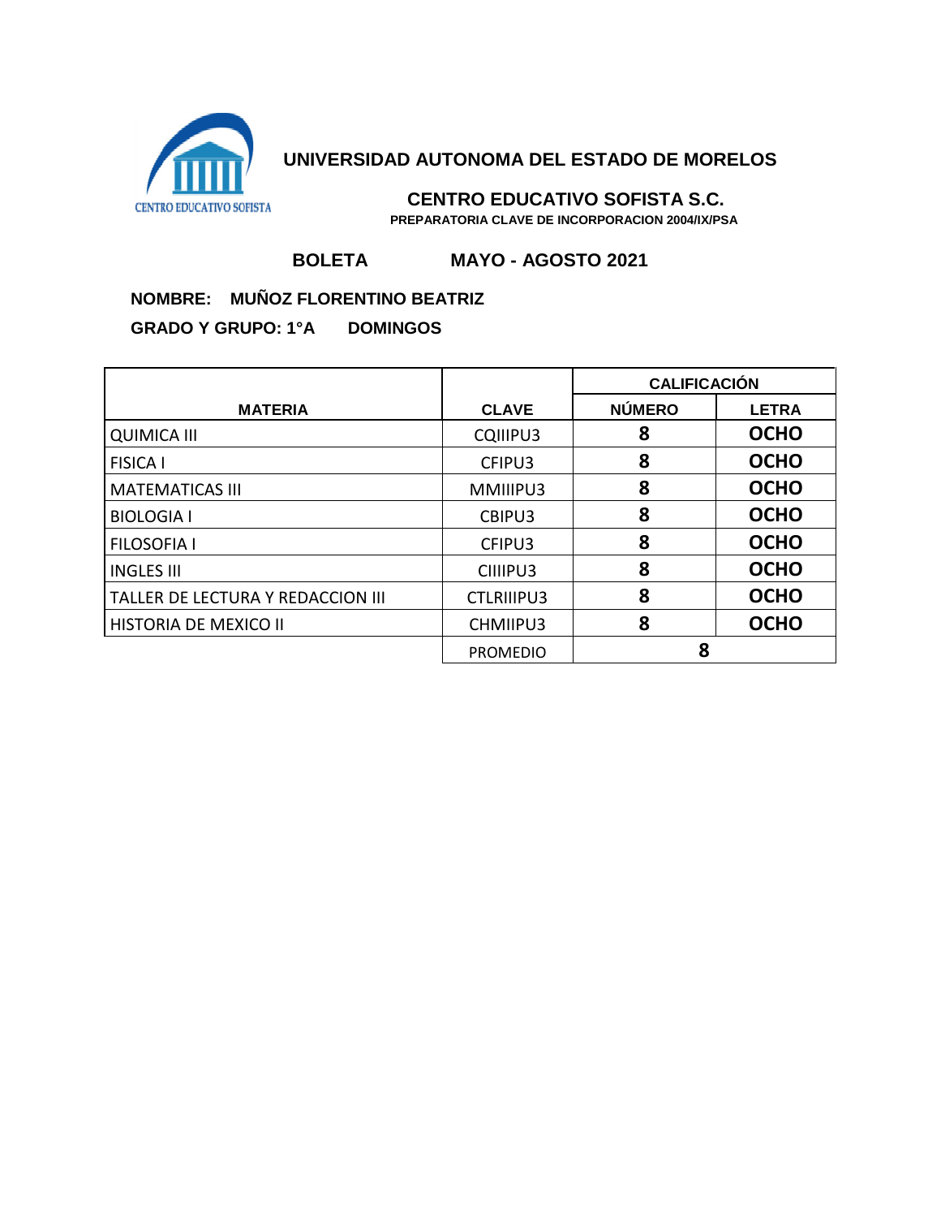CENTRO EDUCATIVO SOFISTA

## UNIVERSIDAD AUTONOMA DEL ESTADO DE MORELOS

### CENTRO EDUCATIVO SOFISTA S.C.

**PREPARATORIA CLAVE DE INCORPORACION 2004/IX/PSA**

**BOLETA** **MAYO - AGOSTO 2021**

**NOMBRE:** **MUÑOZ FLORENTINO BEATRIZ**

**GRADO Y GRUPO: 1°A** **DOMINGOS**

| MATERIA | CLAVE | CALIFICACIÓN | |
|---|---|---|---|
| | | NÚMERO | LETRA |
| QUIMICA III | CQIIIPU3 | 8 | OCHO |
| FISICA I | CFIPU3 | 8 | OCHO |
| MATEMATICAS III | MMIIIPU3 | 8 | OCHO |
| BIOLOGIA I | CBIPU3 | 8 | OCHO |
| FILOSOFIA I | CFIPU3 | 8 | OCHO |
| INGLES III | CIIIIPU3 | 8 | OCHO |
| TALLER DE LECTURA Y REDACCION III | CTLRIIIPU3 | 8 | OCHO |
| HISTORIA DE MEXICO II | CHMIIPU3 | 8 | OCHO |
| | PROMEDIO | 8 | |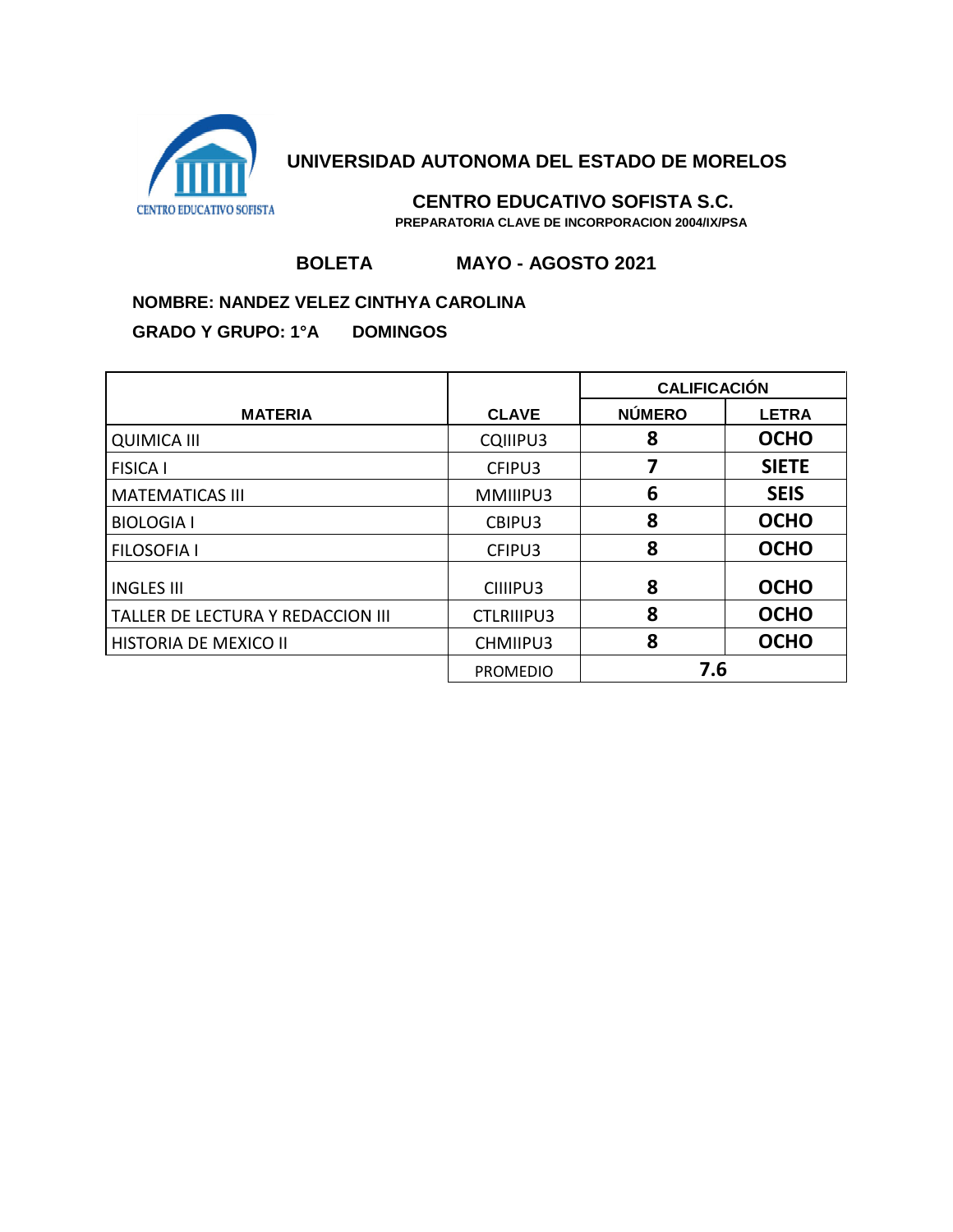CENTRO EDUCATIVO SOFISTA

## UNIVERSIDAD AUTONOMA DEL ESTADO DE MORELOS

### CENTRO EDUCATIVO SOFISTA S.C.

**PREPARATORIA CLAVE DE INCORPORACION 2004/IX/PSA**

**BOLETA** **MAYO - AGOSTO 2021**

**NOMBRE: NANDEZ VELEZ CINTHYA CAROLINA**

**GRADO Y GRUPO: 1°A** **DOMINGOS**

| MATERIA | CLAVE | CALIFICACIÓN | |
|---|---|---|---|
| | | NÚMERO | LETRA |
| QUIMICA III | CQIIIPU3 | 8 | OCHO |
| FISICA I | CFIPU3 | 7 | SIETE |
| MATEMATICAS III | MMIIIPU3 | 6 | SEIS |
| BIOLOGIA I | CBIPU3 | 8 | OCHO |
| FILOSOFIA I | CFIPU3 | 8 | OCHO |
| INGLES III | CIIIIPU3 | 8 | OCHO |
| TALLER DE LECTURA Y REDACCION III | CTLRIIIPU3 | 8 | OCHO |
| HISTORIA DE MEXICO II | CHMIIPU3 | 8 | OCHO |
| | PROMEDIO | 7.6 | |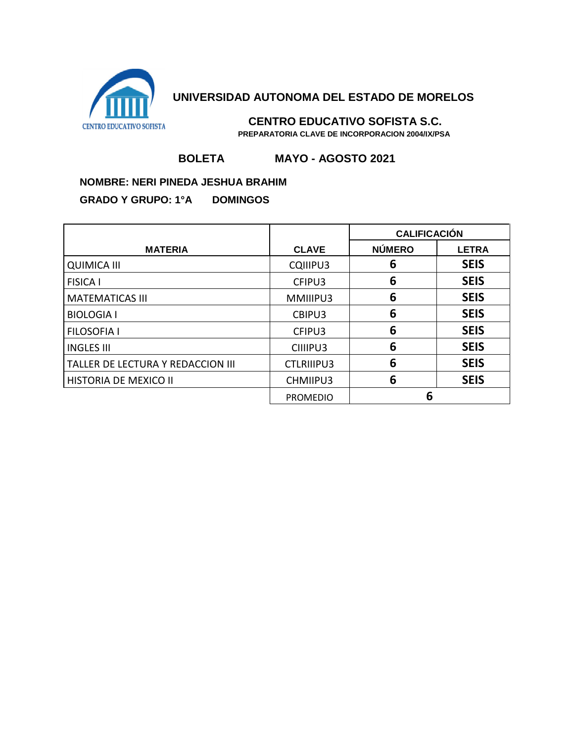CENTRO EDUCATIVO SOFISTA

## UNIVERSIDAD AUTONOMA DEL ESTADO DE MORELOS

### CENTRO EDUCATIVO SOFISTA S.C.

**PREPARATORIA CLAVE DE INCORPORACION 2004/IX/PSA**

**BOLETA** **MAYO - AGOSTO 2021**

**NOMBRE: NERI PINEDA JESHUA BRAHIM**

**GRADO Y GRUPO: 1°A** **DOMINGOS**

| MATERIA | CLAVE | CALIFICACIÓN | |
|---|---|---|---|
| | | NÚMERO | LETRA |
| QUIMICA III | CQIIIPU3 | 6 | SEIS |
| FISICA I | CFIPU3 | 6 | SEIS |
| MATEMATICAS III | MMIIIPU3 | 6 | SEIS |
| BIOLOGIA I | CBIPU3 | 6 | SEIS |
| FILOSOFIA I | CFIPU3 | 6 | SEIS |
| INGLES III | CIIIIPU3 | 6 | SEIS |
| TALLER DE LECTURA Y REDACCION III | CTLRIIIPU3 | 6 | SEIS |
| HISTORIA DE MEXICO II | CHMIIPU3 | 6 | SEIS |
| | PROMEDIO | 6 | |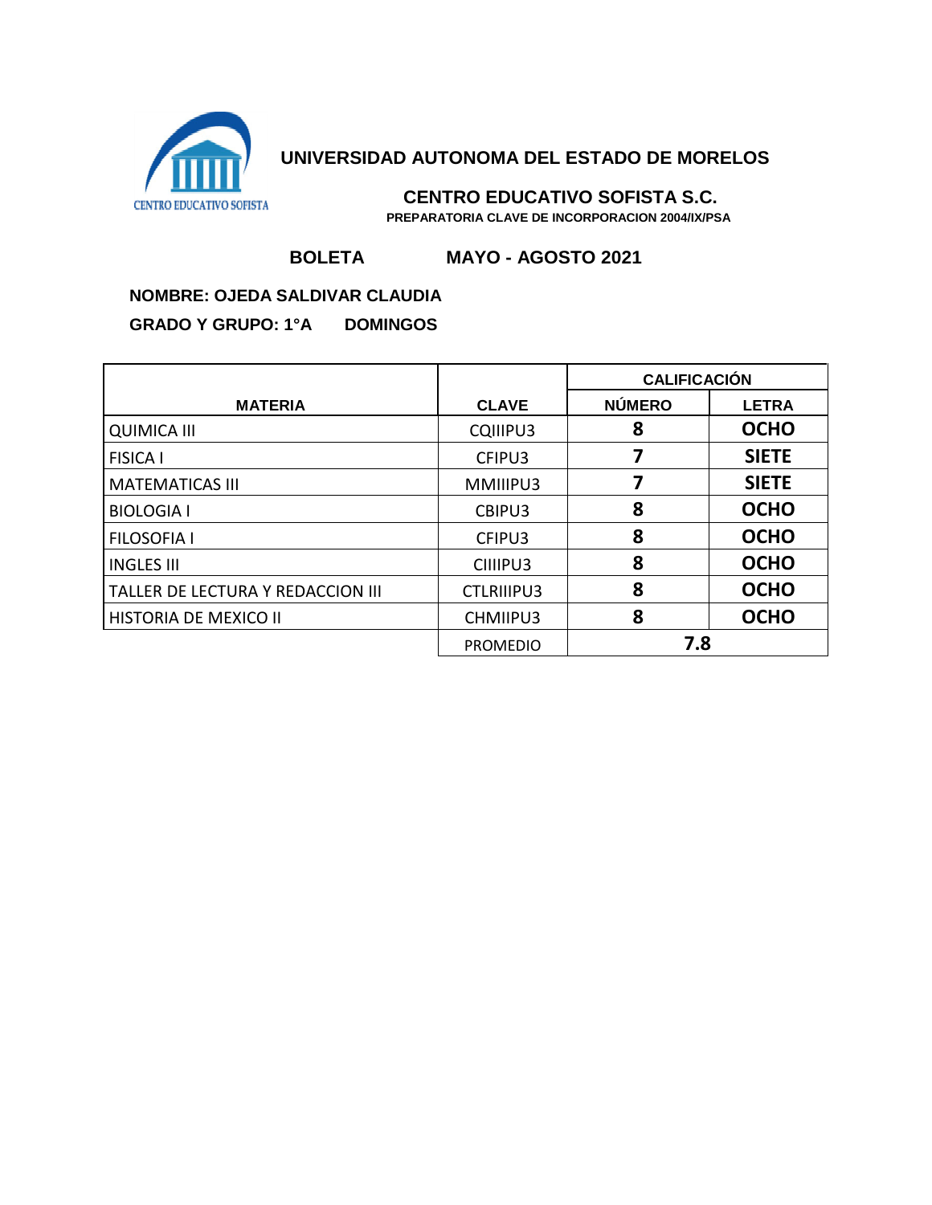CENTRO EDUCATIVO SOFISTA

**UNIVERSIDAD AUTONOMA DEL ESTADO DE MORELOS**

**CENTRO EDUCATIVO SOFISTA S.C.**

**PREPARATORIA CLAVE DE INCORPORACION 2004/IX/PSA**

**BOLETA** **MAYO - AGOSTO 2021**

**NOMBRE: OJEDA SALDIVAR CLAUDIA**

**GRADO Y GRUPO: 1°A DOMINGOS**

| MATERIA | CLAVE | CALIFICACIÓN | |
|---|---|---|---|
| | | NÚMERO | LETRA |
| QUIMICA III | CQIIIPU3 | 8 | OCHO |
| FISICA I | CFIPU3 | 7 | SIETE |
| MATEMATICAS III | MMIIIPU3 | 7 | SIETE |
| BIOLOGIA I | CBIPU3 | 8 | OCHO |
| FILOSOFIA I | CFIPU3 | 8 | OCHO |
| INGLES III | CIIIIPU3 | 8 | OCHO |
| TALLER DE LECTURA Y REDACCION III | CTLRIIIPU3 | 8 | OCHO |
| HISTORIA DE MEXICO II | CHMIIPU3 | 8 | OCHO |
| | PROMEDIO | 7.8 | |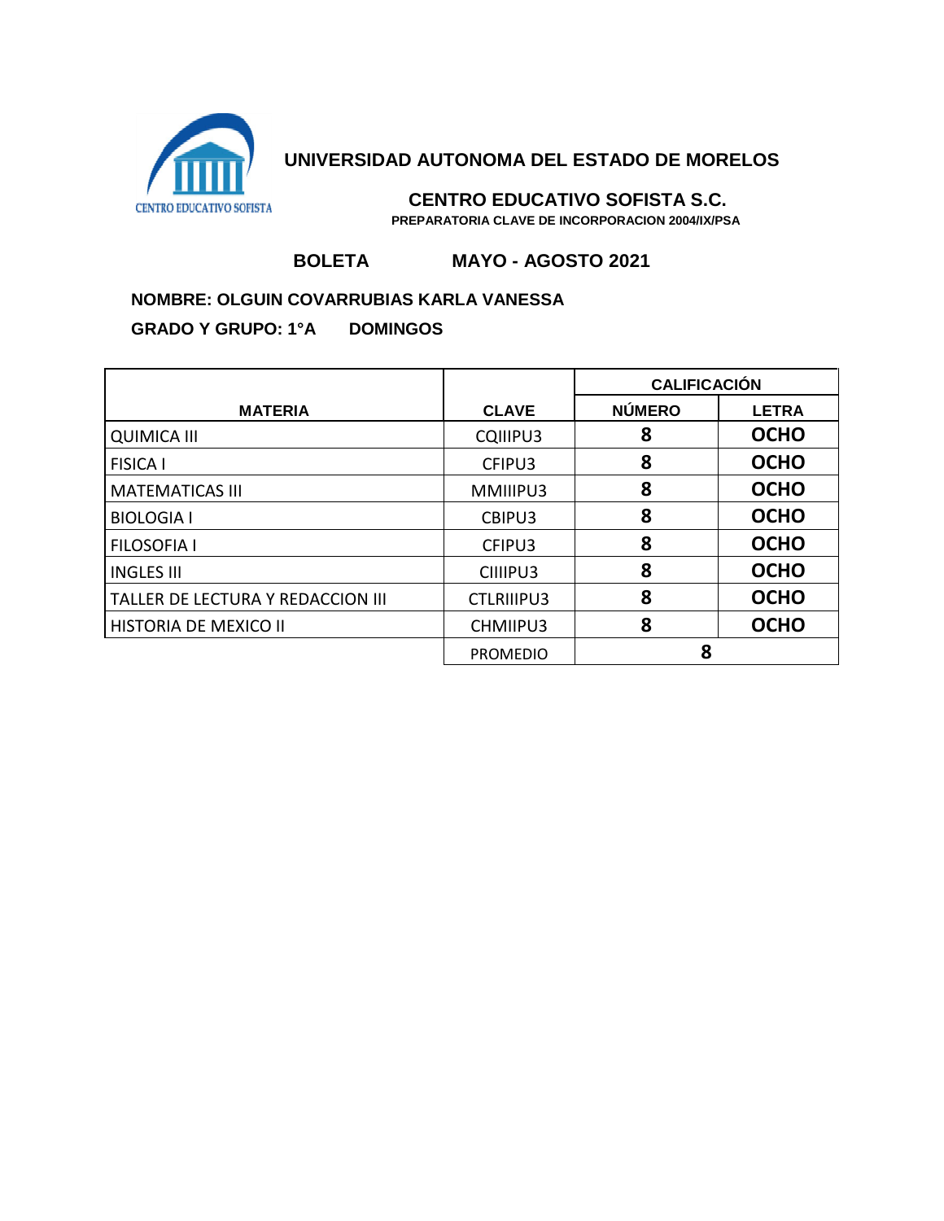CENTRO EDUCATIVO SOFISTA

# UNIVERSIDAD AUTONOMA DEL ESTADO DE MORELOS

## CENTRO EDUCATIVO SOFISTA S.C.

**PREPARATORIA CLAVE DE INCORPORACION 2004/IX/PSA**

**BOLETA MAYO - AGOSTO 2021**

**NOMBRE: OLGUIN COVARRUBIAS KARLA VANESSA**

**GRADO Y GRUPO: 1°A DOMINGOS**

| MATERIA | CLAVE | CALIFICACIÓN | |
|---|---|---|---|
| | | NÚMERO | LETRA |
| QUIMICA III | CQIIIPU3 | 8 | OCHO |
| FISICA I | CFIPU3 | 8 | OCHO |
| MATEMATICAS III | MMIIIPU3 | 8 | OCHO |
| BIOLOGIA I | CBIPU3 | 8 | OCHO |
| FILOSOFIA I | CFIPU3 | 8 | OCHO |
| INGLES III | CIIIIPU3 | 8 | OCHO |
| TALLER DE LECTURA Y REDACCION III | CTLRIIIPU3 | 8 | OCHO |
| HISTORIA DE MEXICO II | CHMIIPU3 | 8 | OCHO |
| | PROMEDIO | 8 | |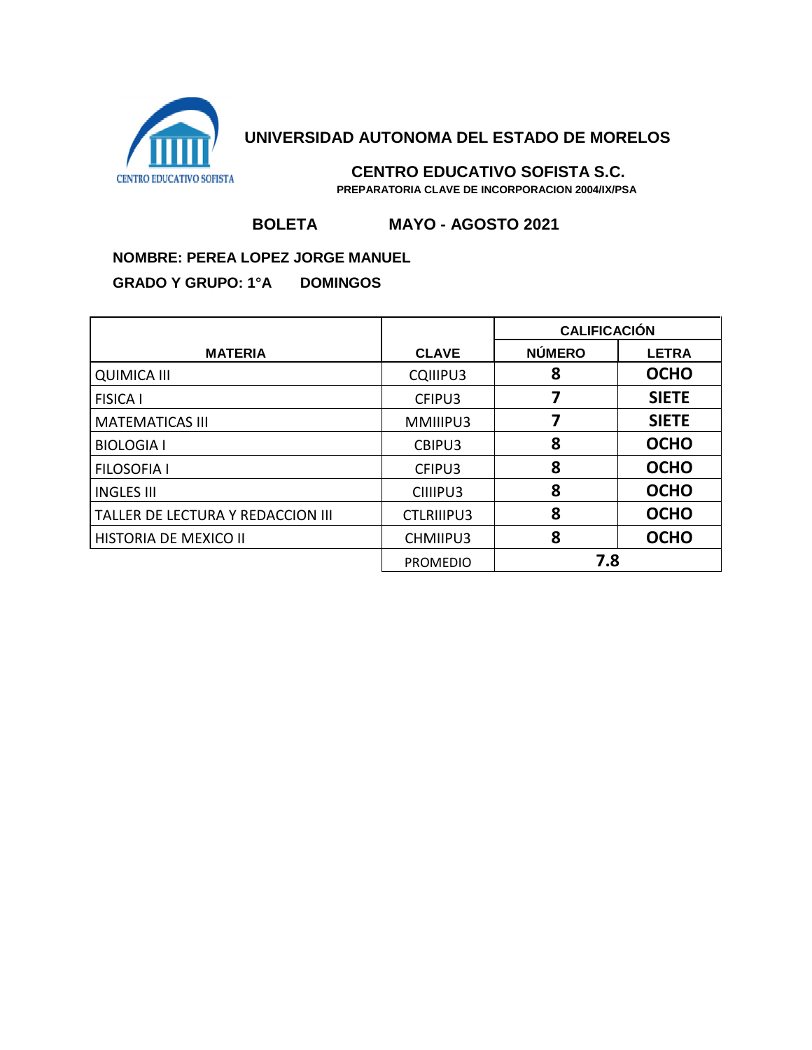CENTRO EDUCATIVO SOFISTA

**UNIVERSIDAD AUTONOMA DEL ESTADO DE MORELOS**

**CENTRO EDUCATIVO SOFISTA S.C.**

**PREPARATORIA CLAVE DE INCORPORACION 2004/IX/PSA**

**BOLETA MAYO - AGOSTO 2021**

**NOMBRE: PEREA LOPEZ JORGE MANUEL**

**GRADO Y GRUPO: 1°A DOMINGOS**

| MATERIA | CLAVE | CALIFICACIÓN | |
|---|---|---|---|
| | | NÚMERO | LETRA |
| QUIMICA III | CQIIIPU3 | 8 | OCHO |
| FISICA I | CFIPU3 | 7 | SIETE |
| MATEMATICAS III | MMIIIPU3 | 7 | SIETE |
| BIOLOGIA I | CBIPU3 | 8 | OCHO |
| FILOSOFIA I | CFIPU3 | 8 | OCHO |
| INGLES III | CIIIIPU3 | 8 | OCHO |
| TALLER DE LECTURA Y REDACCION III | CTLRIIIPU3 | 8 | OCHO |
| HISTORIA DE MEXICO II | CHMIIPU3 | 8 | OCHO |
| | PROMEDIO | 7.8 | |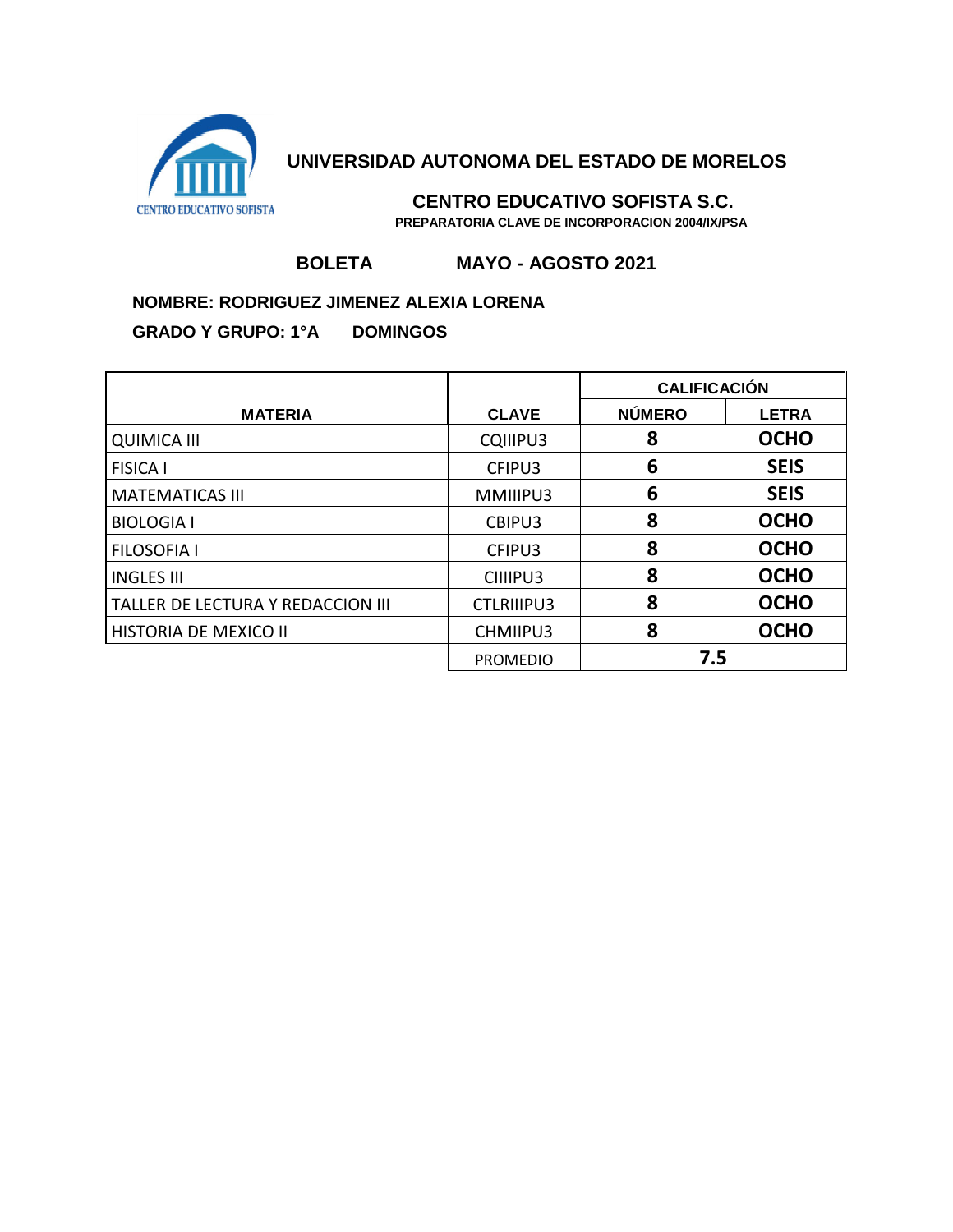CENTRO EDUCATIVO SOFISTA

## UNIVERSIDAD AUTONOMA DEL ESTADO DE MORELOS

### CENTRO EDUCATIVO SOFISTA S.C.

**PREPARATORIA CLAVE DE INCORPORACION 2004/IX/PSA**

**BOLETA** **MAYO - AGOSTO 2021**

**NOMBRE: RODRIGUEZ JIMENEZ ALEXIA LORENA**

**GRADO Y GRUPO: 1°A** **DOMINGOS**

| MATERIA | CLAVE | CALIFICACIÓN | |
|---|---|---|---|
| | | NÚMERO | LETRA |
| QUIMICA III | CQIIIPU3 | 8 | OCHO |
| FISICA I | CFIPU3 | 6 | SEIS |
| MATEMATICAS III | MMIIIPU3 | 6 | SEIS |
| BIOLOGIA I | CBIPU3 | 8 | OCHO |
| FILOSOFIA I | CFIPU3 | 8 | OCHO |
| INGLES III | CIIIIPU3 | 8 | OCHO |
| TALLER DE LECTURA Y REDACCION III | CTLRIIIPU3 | 8 | OCHO |
| HISTORIA DE MEXICO II | CHMIIPU3 | 8 | OCHO |
| | PROMEDIO | 7.5 | |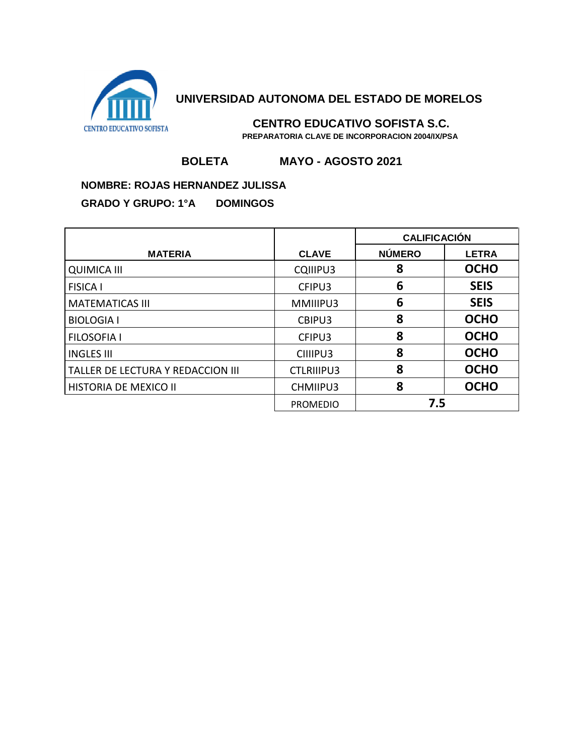CENTRO EDUCATIVO SOFISTA

**UNIVERSIDAD AUTONOMA DEL ESTADO DE MORELOS**

**CENTRO EDUCATIVO SOFISTA S.C.**

**PREPARATORIA CLAVE DE INCORPORACION 2004/IX/PSA**

**BOLETA MAYO - AGOSTO 2021**

**NOMBRE: ROJAS HERNANDEZ JULISSA**

**GRADO Y GRUPO: 1°A DOMINGOS**

| MATERIA | CLAVE | CALIFICACIÓN | |
|---|---|---|---|
| | | NÚMERO | LETRA |
| QUIMICA III | CQIIIPU3 | 8 | OCHO |
| FISICA I | CFIPU3 | 6 | SEIS |
| MATEMATICAS III | MMIIIPU3 | 6 | SEIS |
| BIOLOGIA I | CBIPU3 | 8 | OCHO |
| FILOSOFIA I | CFIPU3 | 8 | OCHO |
| INGLES III | CIIIIPU3 | 8 | OCHO |
| TALLER DE LECTURA Y REDACCION III | CTLRIIIPU3 | 8 | OCHO |
| HISTORIA DE MEXICO II | CHMIIPU3 | 8 | OCHO |
| | PROMEDIO | 7.5 | |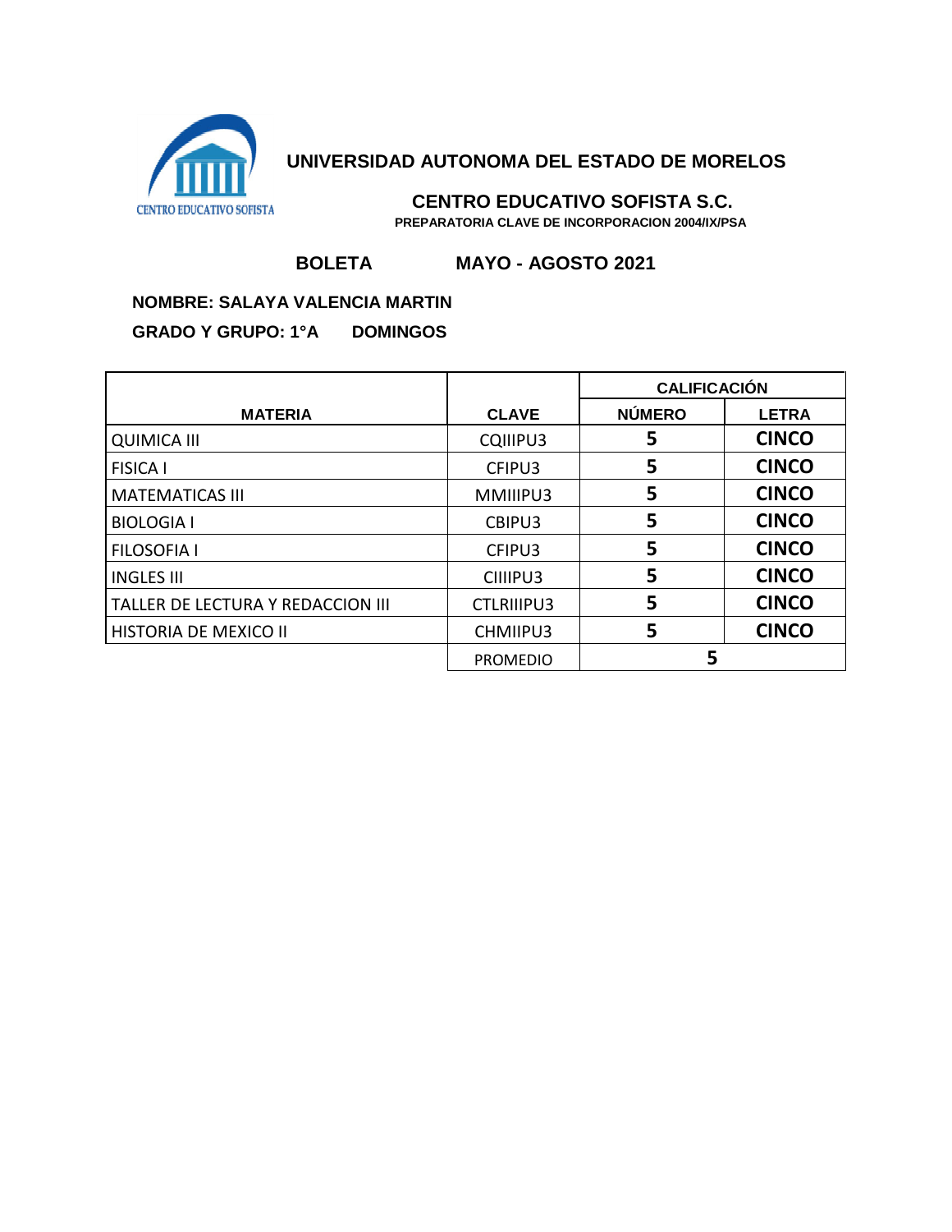CENTRO EDUCATIVO SOFISTA

## UNIVERSIDAD AUTONOMA DEL ESTADO DE MORELOS

### CENTRO EDUCATIVO SOFISTA S.C.

**PREPARATORIA CLAVE DE INCORPORACION 2004/IX/PSA**

**BOLETA MAYO - AGOSTO 2021**

**NOMBRE: SALAYA VALENCIA MARTIN**

**GRADO Y GRUPO: 1°A DOMINGOS**

| MATERIA | CLAVE | CALIFICACIÓN | |
|---|---|---|---|
| | | NÚMERO | LETRA |
| QUIMICA III | CQIIIPU3 | 5 | CINCO |
| FISICA I | CFIPU3 | 5 | CINCO |
| MATEMATICAS III | MMIIIPU3 | 5 | CINCO |
| BIOLOGIA I | CBIPU3 | 5 | CINCO |
| FILOSOFIA I | CFIPU3 | 5 | CINCO |
| INGLES III | CIIIIPU3 | 5 | CINCO |
| TALLER DE LECTURA Y REDACCION III | CTLRIIIPU3 | 5 | CINCO |
| HISTORIA DE MEXICO II | CHMIIPU3 | 5 | CINCO |
| | PROMEDIO | 5 | |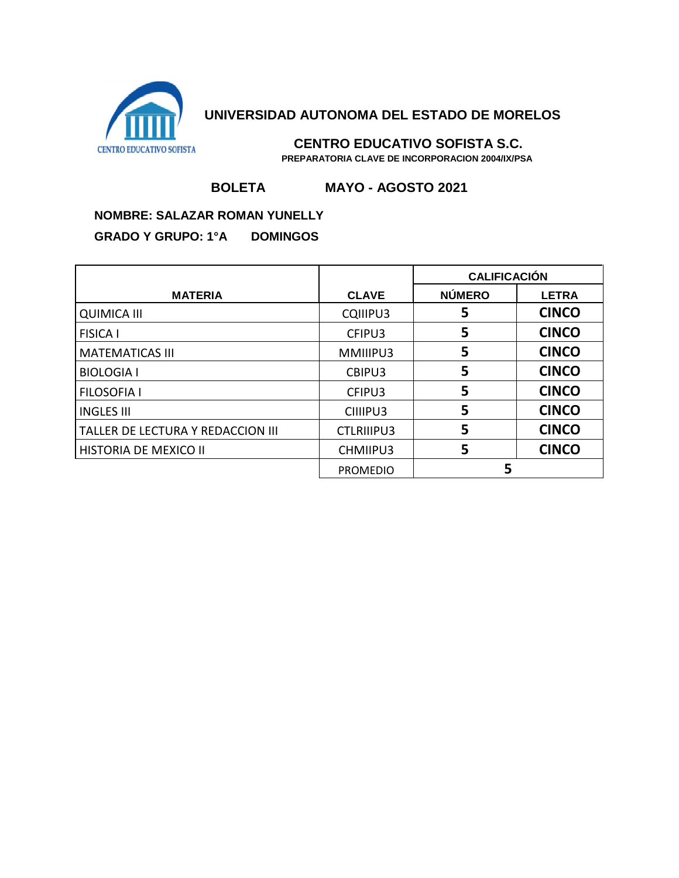CENTRO EDUCATIVO SOFISTA

**UNIVERSIDAD AUTONOMA DEL ESTADO DE MORELOS**

**CENTRO EDUCATIVO SOFISTA S.C.**

**PREPARATORIA CLAVE DE INCORPORACION 2004/IX/PSA**

**BOLETA** **MAYO - AGOSTO 2021**

**NOMBRE: SALAZAR ROMAN YUNELLY**

**GRADO Y GRUPO: 1°A** **DOMINGOS**

| MATERIA | CLAVE | CALIFICACIÓN | |
|---|---|---|---|
| | | NÚMERO | LETRA |
| QUIMICA III | CQIIIPU3 | 5 | CINCO |
| FISICA I | CFIPU3 | 5 | CINCO |
| MATEMATICAS III | MMIIIPU3 | 5 | CINCO |
| BIOLOGIA I | CBIPU3 | 5 | CINCO |
| FILOSOFIA I | CFIPU3 | 5 | CINCO |
| INGLES III | CIIIIPU3 | 5 | CINCO |
| TALLER DE LECTURA Y REDACCION III | CTLRIIIPU3 | 5 | CINCO |
| HISTORIA DE MEXICO II | CHMIIPU3 | 5 | CINCO |
| | PROMEDIO | 5 | |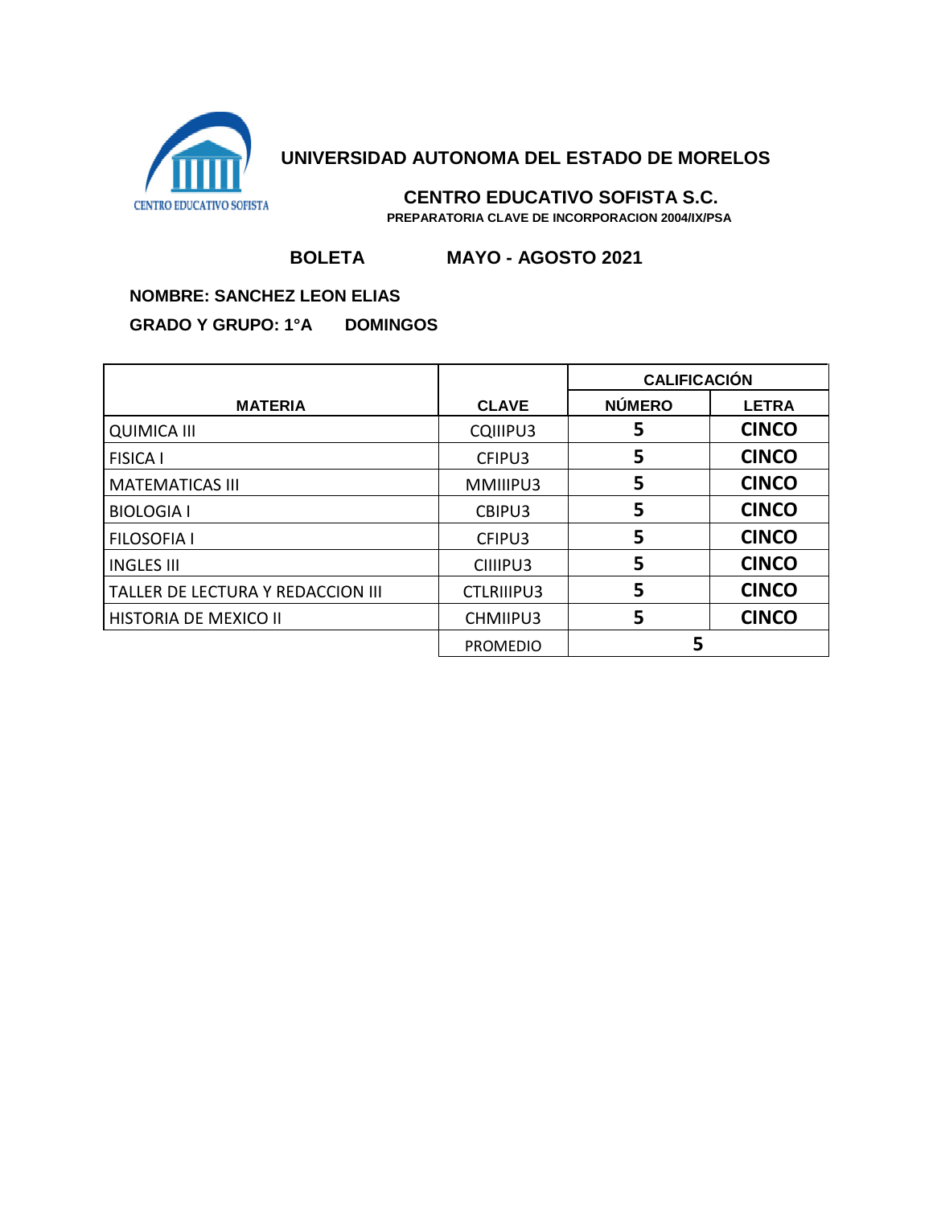CENTRO EDUCATIVO SOFISTA

**UNIVERSIDAD AUTONOMA DEL ESTADO DE MORELOS**

**CENTRO EDUCATIVO SOFISTA S.C.**

**PREPARATORIA CLAVE DE INCORPORACION 2004/IX/PSA**

**BOLETA** **MAYO - AGOSTO 2021**

**NOMBRE: SANCHEZ LEON ELIAS**

**GRADO Y GRUPO: 1°A** **DOMINGOS**

| MATERIA | CLAVE | CALIFICACIÓN | |
|---|---|---|---|
| | | NÚMERO | LETRA |
| QUIMICA III | CQIIIPU3 | 5 | CINCO |
| FISICA I | CFIPU3 | 5 | CINCO |
| MATEMATICAS III | MMIIIPU3 | 5 | CINCO |
| BIOLOGIA I | CBIPU3 | 5 | CINCO |
| FILOSOFIA I | CFIPU3 | 5 | CINCO |
| INGLES III | CIIIIPU3 | 5 | CINCO |
| TALLER DE LECTURA Y REDACCION III | CTLRIIIPU3 | 5 | CINCO |
| HISTORIA DE MEXICO II | CHMIIPU3 | 5 | CINCO |
| | PROMEDIO | 5 | |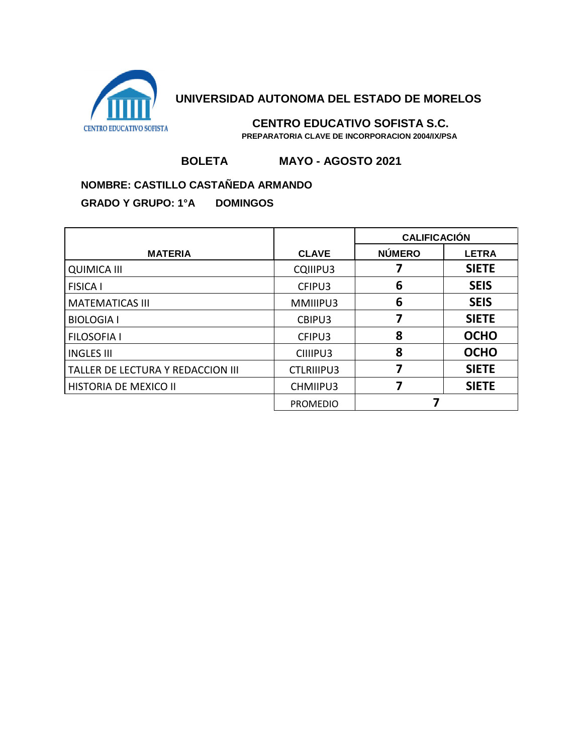CENTRO EDUCATIVO SOFISTA

# UNIVERSIDAD AUTONOMA DEL ESTADO DE MORELOS

## CENTRO EDUCATIVO SOFISTA S.C.

**PREPARATORIA CLAVE DE INCORPORACION 2004/IX/PSA**

**BOLETA** **MAYO - AGOSTO 2021**

**NOMBRE: CASTILLO CASTAÑEDA ARMANDO**

**GRADO Y GRUPO: 1°A** **DOMINGOS**

| MATERIA | CLAVE | CALIFICACIÓN | |
|---|---|---|---|
| | | NÚMERO | LETRA |
| QUIMICA III | CQIIIPU3 | 7 | SIETE |
| FISICA I | CFIPU3 | 6 | SEIS |
| MATEMATICAS III | MMIIIPU3 | 6 | SEIS |
| BIOLOGIA I | CBIPU3 | 7 | SIETE |
| FILOSOFIA I | CFIPU3 | 8 | OCHO |
| INGLES III | CIIIIPU3 | 8 | OCHO |
| TALLER DE LECTURA Y REDACCION III | CTLRIIIPU3 | 7 | SIETE |
| HISTORIA DE MEXICO II | CHMIIPU3 | 7 | SIETE |
| | PROMEDIO | 7 | |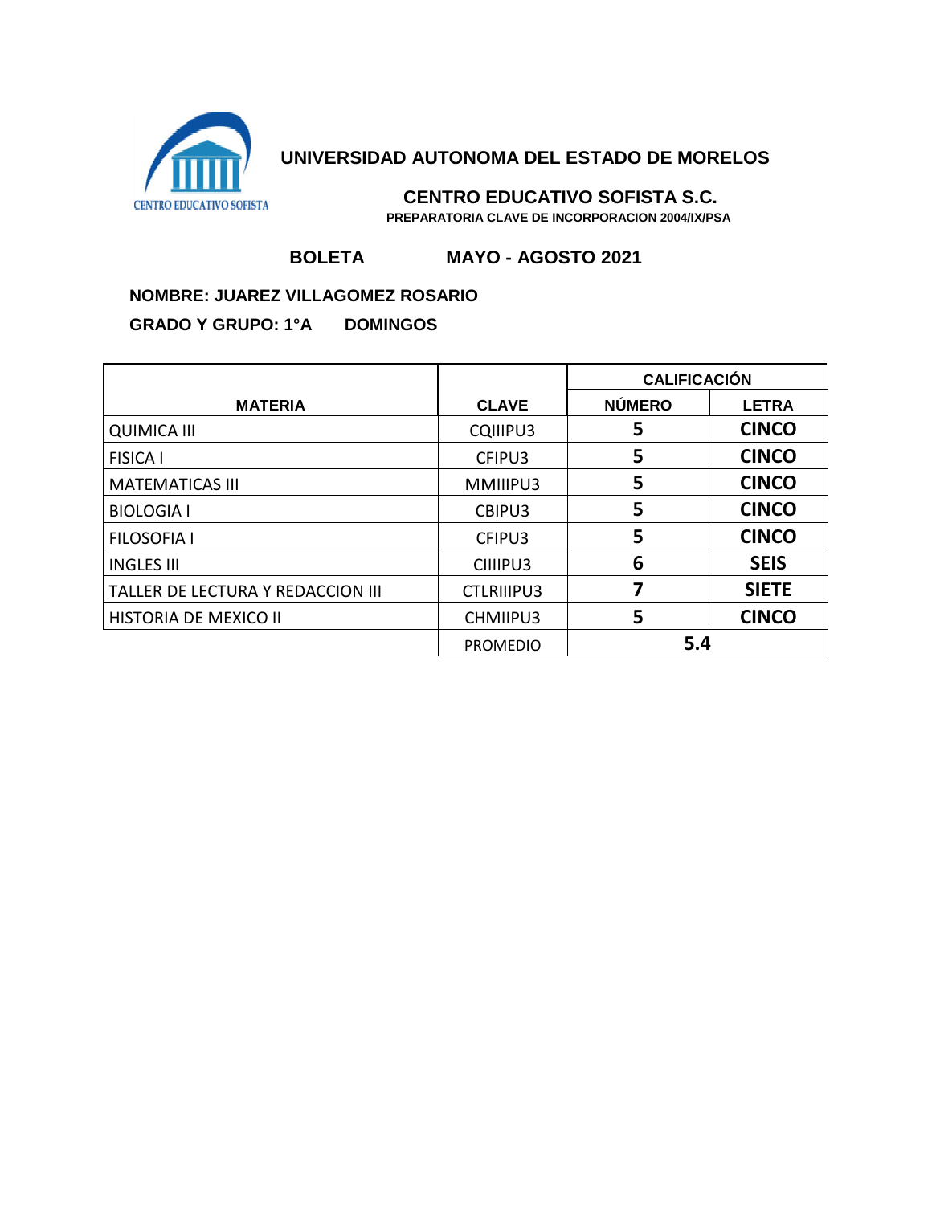CENTRO EDUCATIVO SOFISTA

## UNIVERSIDAD AUTONOMA DEL ESTADO DE MORELOS

### CENTRO EDUCATIVO SOFISTA S.C.

PREPARATORIA CLAVE DE INCORPORACION 2004/IX/PSA

**BOLETA** **MAYO - AGOSTO 2021**

**NOMBRE: JUAREZ VILLAGOMEZ ROSARIO**

**GRADO Y GRUPO: 1°A DOMINGOS**

| MATERIA | CLAVE | CALIFICACIÓN | |
|---|---|---|---|
| | | NÚMERO | LETRA |
| QUIMICA III | CQIIIPU3 | 5 | CINCO |
| FISICA I | CFIPU3 | 5 | CINCO |
| MATEMATICAS III | MMIIIPU3 | 5 | CINCO |
| BIOLOGIA I | CBIPU3 | 5 | CINCO |
| FILOSOFIA I | CFIPU3 | 5 | CINCO |
| INGLES III | CIIIIPU3 | 6 | SEIS |
| TALLER DE LECTURA Y REDACCION III | CTLRIIIPU3 | 7 | SIETE |
| HISTORIA DE MEXICO II | CHMIIPU3 | 5 | CINCO |
| | PROMEDIO | 5.4 | |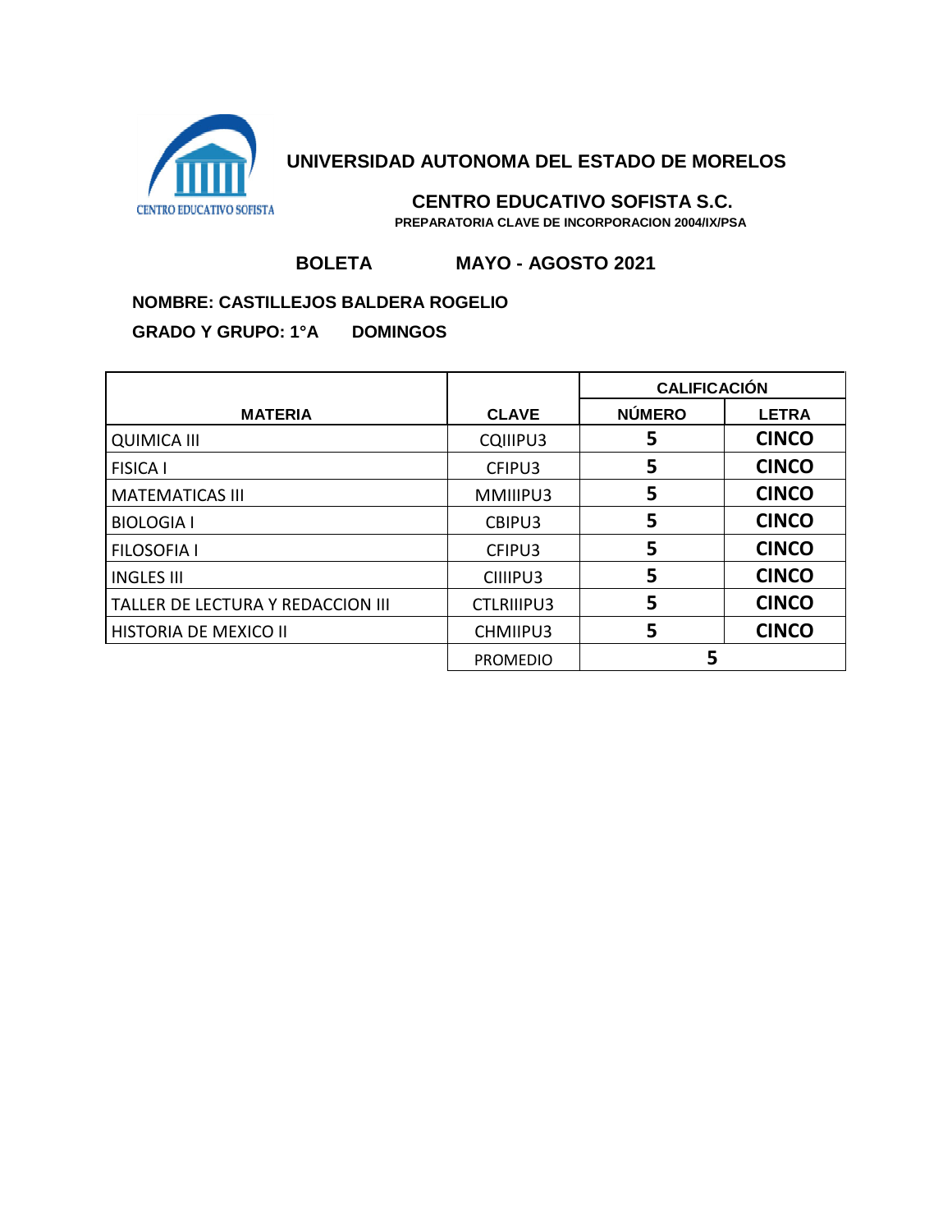CENTRO EDUCATIVO SOFISTA

## UNIVERSIDAD AUTONOMA DEL ESTADO DE MORELOS

### CENTRO EDUCATIVO SOFISTA S.C.

**PREPARATORIA CLAVE DE INCORPORACION 2004/IX/PSA**

**BOLETA MAYO - AGOSTO 2021**

**NOMBRE: CASTILLEJOS BALDERA ROGELIO**

**GRADO Y GRUPO: 1°A DOMINGOS**

| MATERIA | CLAVE | CALIFICACIÓN | |
|---|---|---|---|
| | | NÚMERO | LETRA |
| QUIMICA III | CQIIIPU3 | 5 | CINCO |
| FISICA I | CFIPU3 | 5 | CINCO |
| MATEMATICAS III | MMIIIPU3 | 5 | CINCO |
| BIOLOGIA I | CBIPU3 | 5 | CINCO |
| FILOSOFIA I | CFIPU3 | 5 | CINCO |
| INGLES III | CIIIIPU3 | 5 | CINCO |
| TALLER DE LECTURA Y REDACCION III | CTLRIIIPU3 | 5 | CINCO |
| HISTORIA DE MEXICO II | CHMIIPU3 | 5 | CINCO |
| | PROMEDIO | 5 | |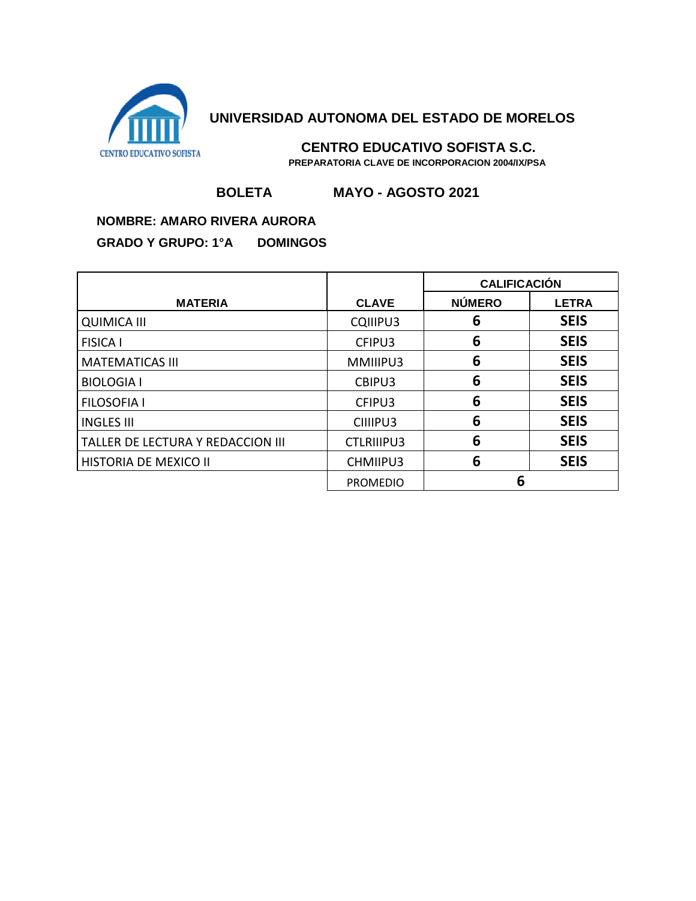CENTRO EDUCATIVO SOFISTA

## UNIVERSIDAD AUTONOMA DEL ESTADO DE MORELOS

### CENTRO EDUCATIVO SOFISTA S.C.

PREPARATORIA CLAVE DE INCORPORACION 2004/IX/PSA

**BOLETA** **MAYO - AGOSTO 2021**

**NOMBRE: AMARO RIVERA AURORA**

**GRADO Y GRUPO: 1°A DOMINGOS**

| MATERIA | CLAVE | CALIFICACIÓN | |
|---|---|---|---|
| | | NÚMERO | LETRA |
| QUIMICA III | CQIIIPU3 | 6 | SEIS |
| FISICA I | CFIPU3 | 6 | SEIS |
| MATEMATICAS III | MMIIIPU3 | 6 | SEIS |
| BIOLOGIA I | CBIPU3 | 6 | SEIS |
| FILOSOFIA I | CFIPU3 | 6 | SEIS |
| INGLES III | CIIIIPU3 | 6 | SEIS |
| TALLER DE LECTURA Y REDACCION III | CTLRIIIPU3 | 6 | SEIS |
| HISTORIA DE MEXICO II | CHMIIPU3 | 6 | SEIS |
| | PROMEDIO | 6 | |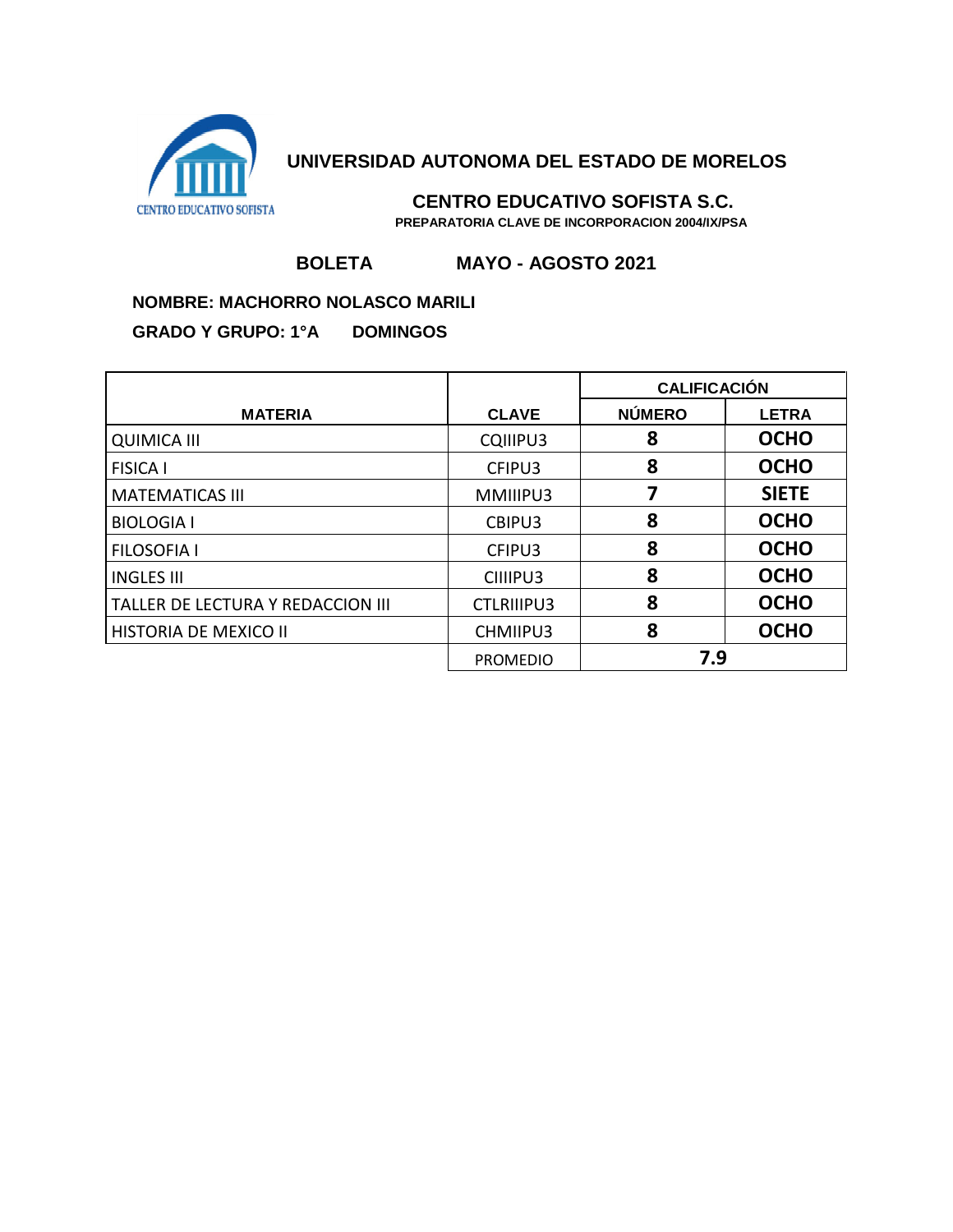CENTRO EDUCATIVO SOFISTA

## UNIVERSIDAD AUTONOMA DEL ESTADO DE MORELOS

### CENTRO EDUCATIVO SOFISTA S.C.

**PREPARATORIA CLAVE DE INCORPORACION 2004/IX/PSA**

**BOLETA MAYO - AGOSTO 2021**

**NOMBRE: MACHORRO NOLASCO MARILI**

**GRADO Y GRUPO: 1°A DOMINGOS**

| MATERIA | CLAVE | CALIFICACIÓN | |
|---|---|---|---|
| | | NÚMERO | LETRA |
| QUIMICA III | CQIIIPU3 | 8 | OCHO |
| FISICA I | CFIPU3 | 8 | OCHO |
| MATEMATICAS III | MMIIIPU3 | 7 | SIETE |
| BIOLOGIA I | CBIPU3 | 8 | OCHO |
| FILOSOFIA I | CFIPU3 | 8 | OCHO |
| INGLES III | CIIIIPU3 | 8 | OCHO |
| TALLER DE LECTURA Y REDACCION III | CTLRIIIPU3 | 8 | OCHO |
| HISTORIA DE MEXICO II | CHMIIPU3 | 8 | OCHO |
| | PROMEDIO | 7.9 | |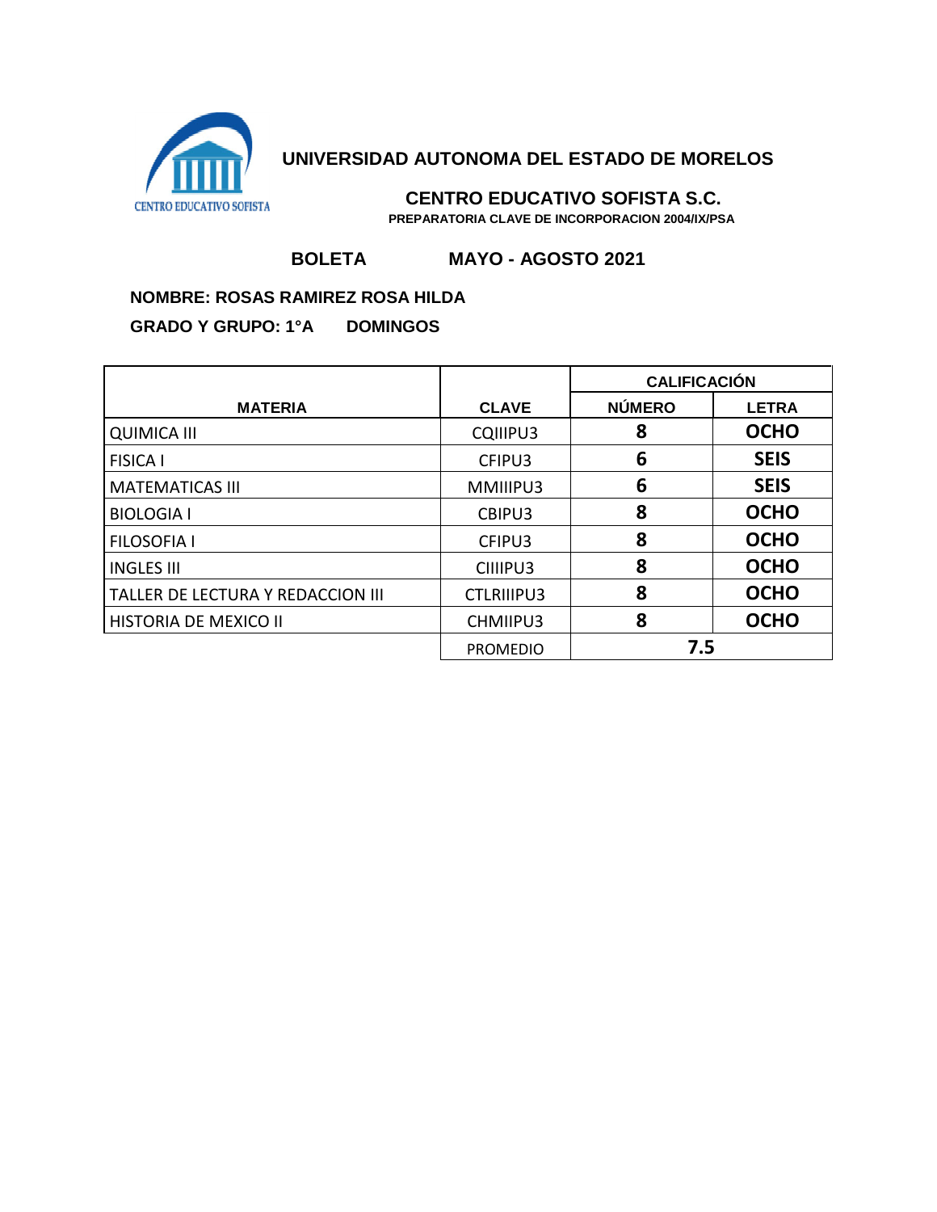CENTRO EDUCATIVO SOFISTA

## UNIVERSIDAD AUTONOMA DEL ESTADO DE MORELOS

### CENTRO EDUCATIVO SOFISTA S.C.

**PREPARATORIA CLAVE DE INCORPORACION 2004/IX/PSA**

**BOLETA MAYO - AGOSTO 2021**

**NOMBRE: ROSAS RAMIREZ ROSA HILDA**

**GRADO Y GRUPO: 1°A DOMINGOS**

| MATERIA | CLAVE | CALIFICACIÓN | |
|---|---|---|---|
| | | NÚMERO | LETRA |
| QUIMICA III | CQIIIPU3 | 8 | OCHO |
| FISICA I | CFIPU3 | 6 | SEIS |
| MATEMATICAS III | MMIIIPU3 | 6 | SEIS |
| BIOLOGIA I | CBIPU3 | 8 | OCHO |
| FILOSOFIA I | CFIPU3 | 8 | OCHO |
| INGLES III | CIIIIPU3 | 8 | OCHO |
| TALLER DE LECTURA Y REDACCION III | CTLRIIIPU3 | 8 | OCHO |
| HISTORIA DE MEXICO II | CHMIIPU3 | 8 | OCHO |
| | PROMEDIO | 7.5 | |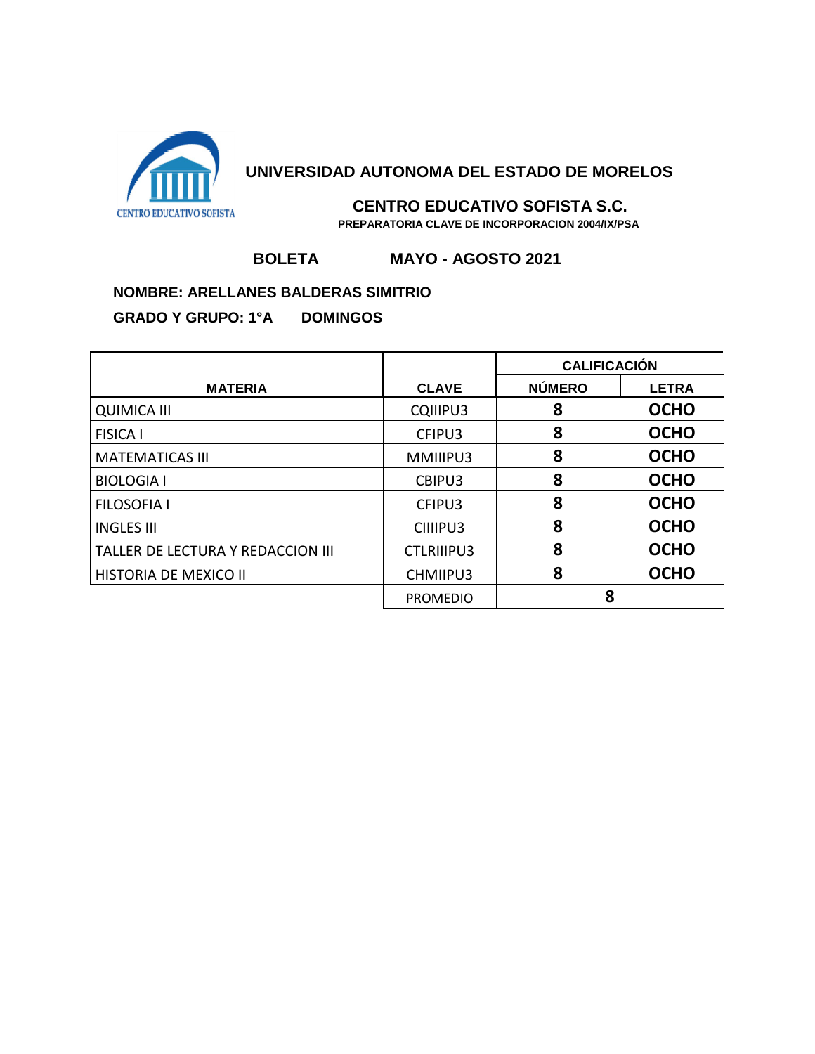CENTRO EDUCATIVO SOFISTA

**UNIVERSIDAD AUTONOMA DEL ESTADO DE MORELOS**

**CENTRO EDUCATIVO SOFISTA S.C.**

**PREPARATORIA CLAVE DE INCORPORACION 2004/IX/PSA**

**BOLETA MAYO - AGOSTO 2021**

**NOMBRE: ARELLANES BALDERAS SIMITRIO**

**GRADO Y GRUPO: 1°A DOMINGOS**

| | | CALIFICACIÓN | |
|---|---|---|---|
| **MATERIA** | **CLAVE** | **NÚMERO** | **LETRA** |
| QUIMICA III | CQIIIPU3 | 8 | OCHO |
| FISICA I | CFIPU3 | 8 | OCHO |
| MATEMATICAS III | MMIIIPU3 | 8 | OCHO |
| BIOLOGIA I | CBIPU3 | 8 | OCHO |
| FILOSOFIA I | CFIPU3 | 8 | OCHO |
| INGLES III | CIIIIPU3 | 8 | OCHO |
| TALLER DE LECTURA Y REDACCION III | CTLRIIIPU3 | 8 | OCHO |
| HISTORIA DE MEXICO II | CHMIIPU3 | 8 | OCHO |
| | PROMEDIO | 8 | |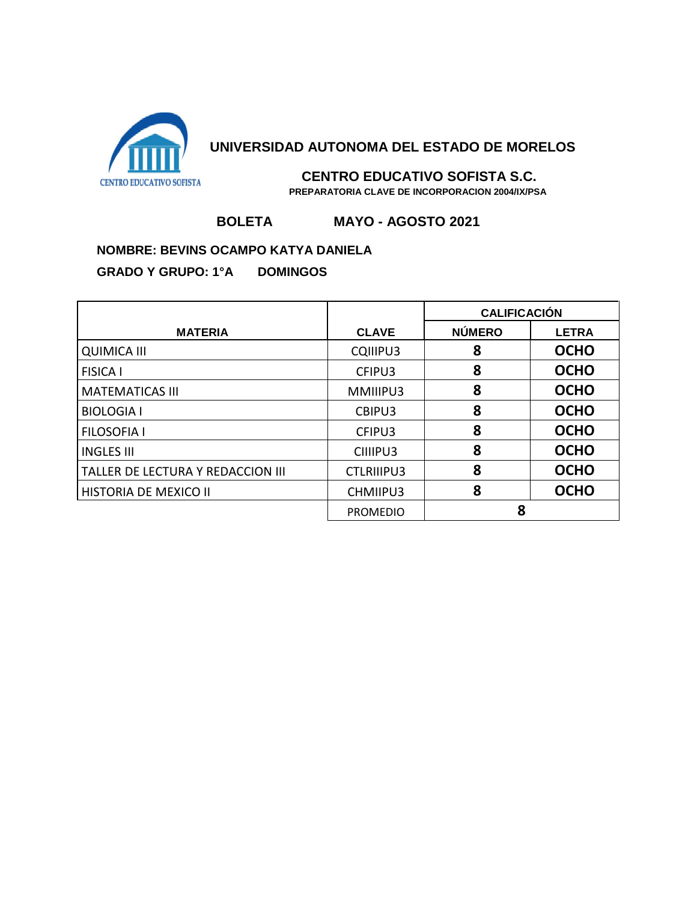CENTRO EDUCATIVO SOFISTA

## UNIVERSIDAD AUTONOMA DEL ESTADO DE MORELOS

### CENTRO EDUCATIVO SOFISTA S.C.

**PREPARATORIA CLAVE DE INCORPORACION 2004/IX/PSA**

**BOLETA MAYO - AGOSTO 2021**

**NOMBRE: BEVINS OCAMPO KATYA DANIELA**

**GRADO Y GRUPO: 1°A DOMINGOS**

| MATERIA | CLAVE | CALIFICACIÓN | |
|---|---|---|---|
| | | NÚMERO | LETRA |
| QUIMICA III | CQIIIPU3 | 8 | OCHO |
| FISICA I | CFIPU3 | 8 | OCHO |
| MATEMATICAS III | MMIIIPU3 | 8 | OCHO |
| BIOLOGIA I | CBIPU3 | 8 | OCHO |
| FILOSOFIA I | CFIPU3 | 8 | OCHO |
| INGLES III | CIIIIPU3 | 8 | OCHO |
| TALLER DE LECTURA Y REDACCION III | CTLRIIIPU3 | 8 | OCHO |
| HISTORIA DE MEXICO II | CHMIIPU3 | 8 | OCHO |
| | PROMEDIO | 8 | |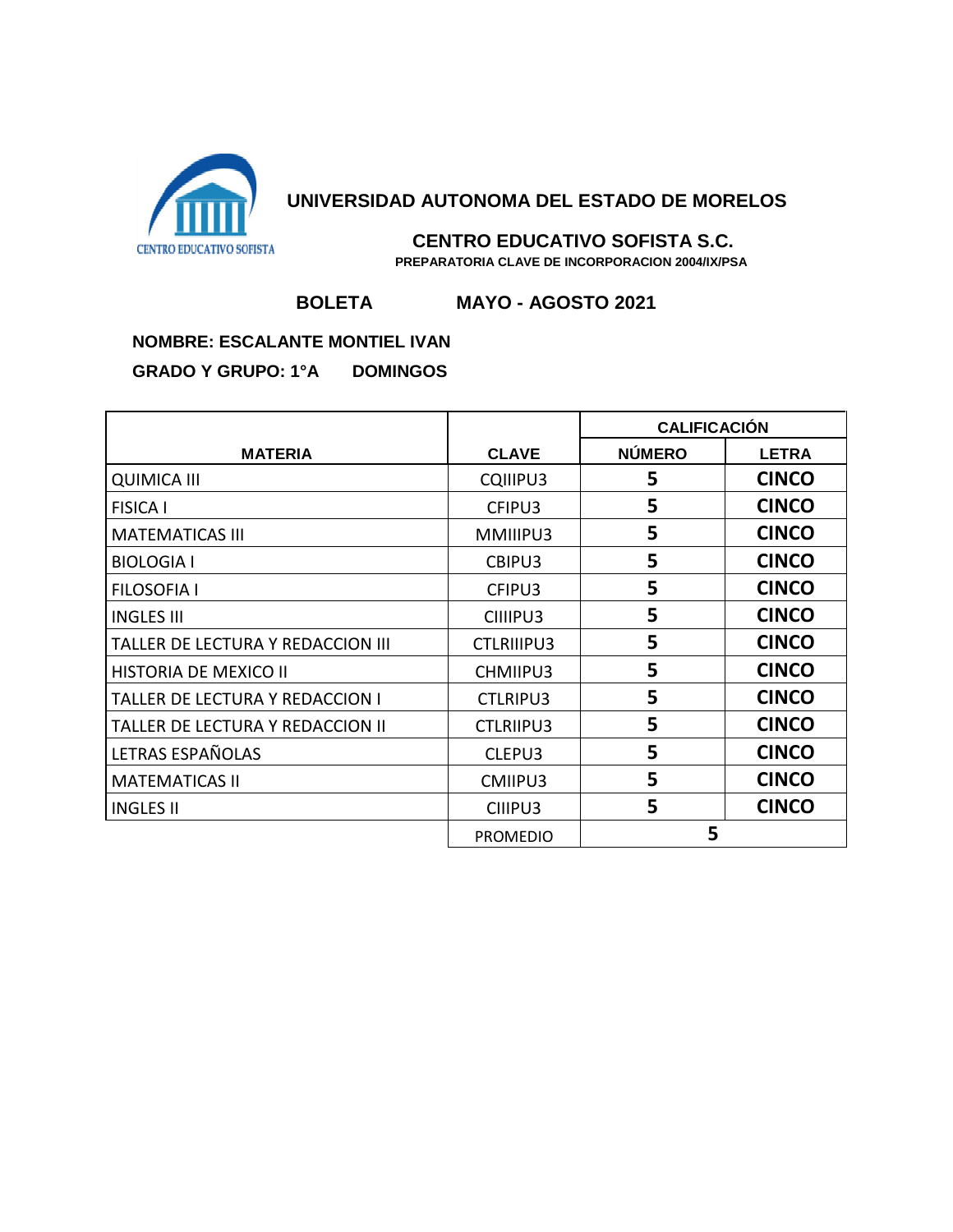CENTRO EDUCATIVO SOFISTA

## UNIVERSIDAD AUTONOMA DEL ESTADO DE MORELOS

### CENTRO EDUCATIVO SOFISTA S.C.

**PREPARATORIA CLAVE DE INCORPORACION 2004/IX/PSA**

**BOLETA MAYO - AGOSTO 2021**

**NOMBRE: ESCALANTE MONTIEL IVAN**

**GRADO Y GRUPO: 1°A DOMINGOS**

| MATERIA | CLAVE | CALIFICACIÓN | |
|---|---|---|---|
| | | NÚMERO | LETRA |
| QUIMICA III | CQIIIPU3 | 5 | CINCO |
| FISICA I | CFIPU3 | 5 | CINCO |
| MATEMATICAS III | MMIIIPU3 | 5 | CINCO |
| BIOLOGIA I | CBIPU3 | 5 | CINCO |
| FILOSOFIA I | CFIPU3 | 5 | CINCO |
| INGLES III | CIIIIPU3 | 5 | CINCO |
| TALLER DE LECTURA Y REDACCION III | CTLRIIIPU3 | 5 | CINCO |
| HISTORIA DE MEXICO II | CHMIIPU3 | 5 | CINCO |
| TALLER DE LECTURA Y REDACCION I | CTLRIPU3 | 5 | CINCO |
| TALLER DE LECTURA Y REDACCION II | CTLRIIPU3 | 5 | CINCO |
| LETRAS ESPAÑOLAS | CLEPU3 | 5 | CINCO |
| MATEMATICAS II | CMIIPU3 | 5 | CINCO |
| INGLES II | CIIIPU3 | 5 | CINCO |
| | PROMEDIO | 5 | |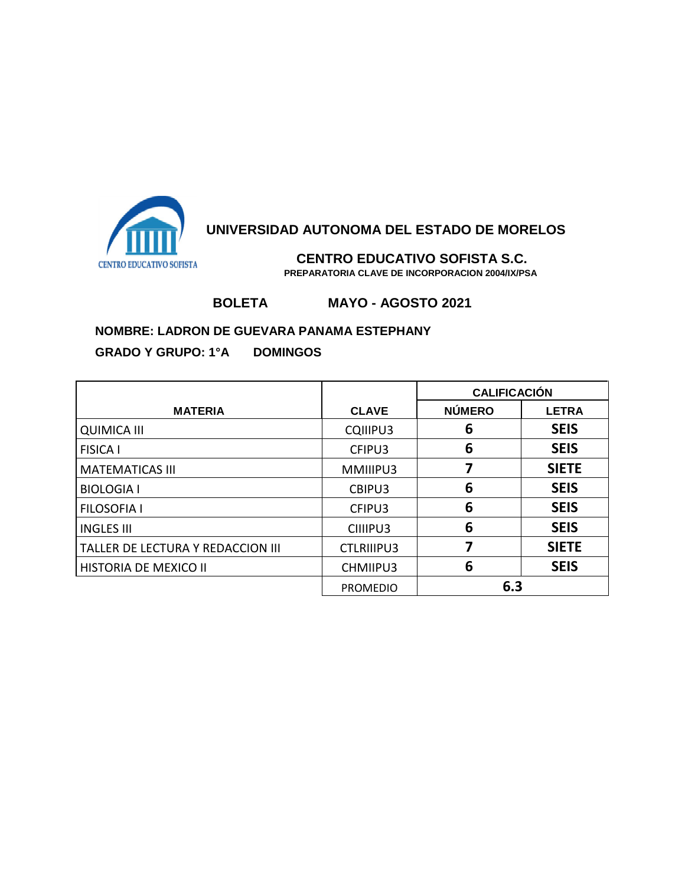CENTRO EDUCATIVO SOFISTA

**UNIVERSIDAD AUTONOMA DEL ESTADO DE MORELOS**

**CENTRO EDUCATIVO SOFISTA S.C.**

**PREPARATORIA CLAVE DE INCORPORACION 2004/IX/PSA**

**BOLETA MAYO - AGOSTO 2021**

**NOMBRE: LADRON DE GUEVARA PANAMA ESTEPHANY**

**GRADO Y GRUPO: 1°A DOMINGOS**

| MATERIA | CLAVE | CALIFICACIÓN | |
|---|---|---|---|
| | | NÚMERO | LETRA |
| QUIMICA III | CQIIIPU3 | 6 | SEIS |
| FISICA I | CFIPU3 | 6 | SEIS |
| MATEMATICAS III | MMIIIPU3 | 7 | SIETE |
| BIOLOGIA I | CBIPU3 | 6 | SEIS |
| FILOSOFIA I | CFIPU3 | 6 | SEIS |
| INGLES III | CIIIIPU3 | 6 | SEIS |
| TALLER DE LECTURA Y REDACCION III | CTLRIIIPU3 | 7 | SIETE |
| HISTORIA DE MEXICO II | CHMIIPU3 | 6 | SEIS |
| | PROMEDIO | 6.3 | |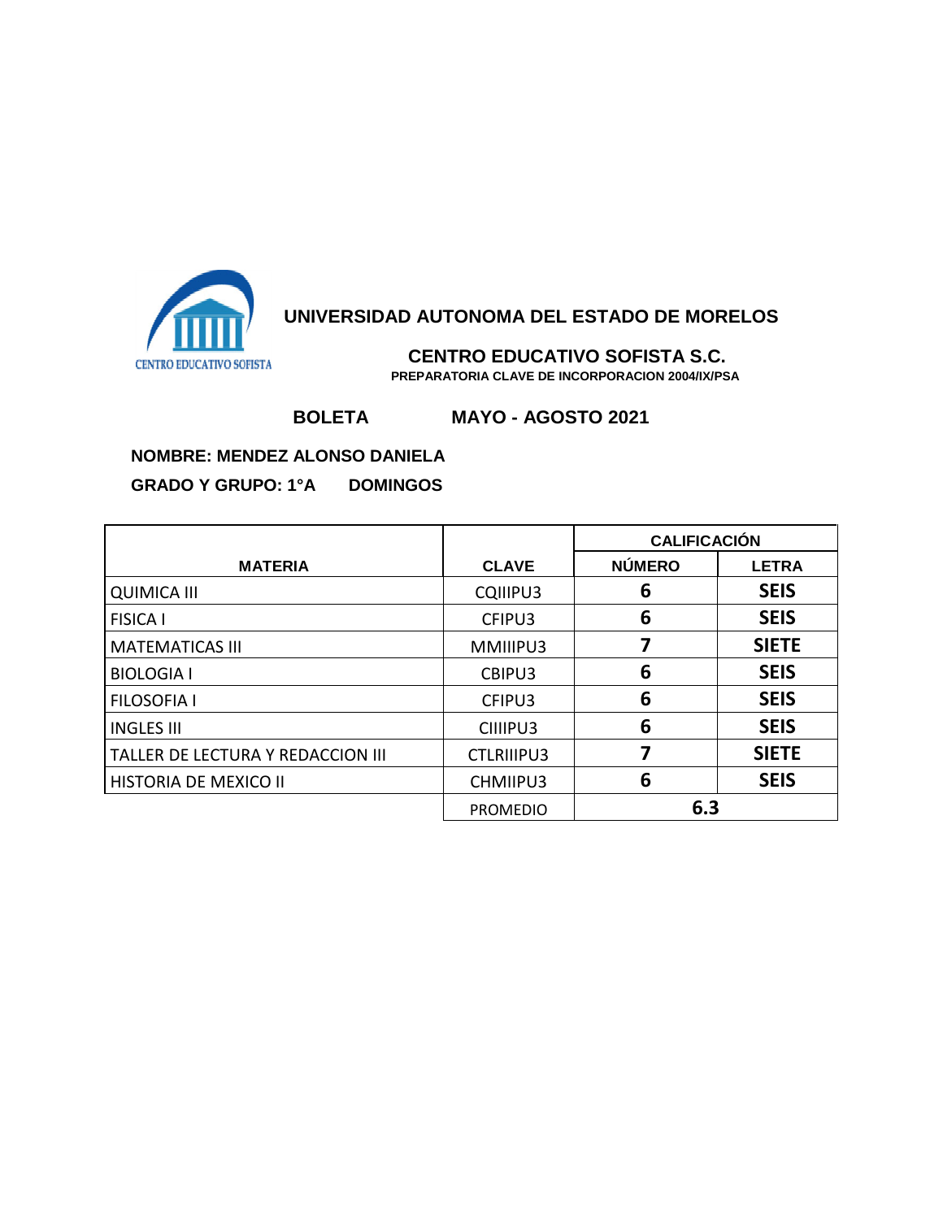CENTRO EDUCATIVO SOFISTA

# UNIVERSIDAD AUTONOMA DEL ESTADO DE MORELOS

## CENTRO EDUCATIVO SOFISTA S.C.

**PREPARATORIA CLAVE DE INCORPORACION 2004/IX/PSA**

**BOLETA MAYO - AGOSTO 2021**

**NOMBRE: MENDEZ ALONSO DANIELA**

**GRADO Y GRUPO: 1°A DOMINGOS**

| MATERIA | CLAVE | CALIFICACIÓN | |
|---|---|---|---|
| | | NÚMERO | LETRA |
| QUIMICA III | CQIIIPU3 | 6 | SEIS |
| FISICA I | CFIPU3 | 6 | SEIS |
| MATEMATICAS III | MMIIIPU3 | 7 | SIETE |
| BIOLOGIA I | CBIPU3 | 6 | SEIS |
| FILOSOFIA I | CFIPU3 | 6 | SEIS |
| INGLES III | CIIIIPU3 | 6 | SEIS |
| TALLER DE LECTURA Y REDACCION III | CTLRIIIPU3 | 7 | SIETE |
| HISTORIA DE MEXICO II | CHMIIPU3 | 6 | SEIS |
| | PROMEDIO | 6.3 | |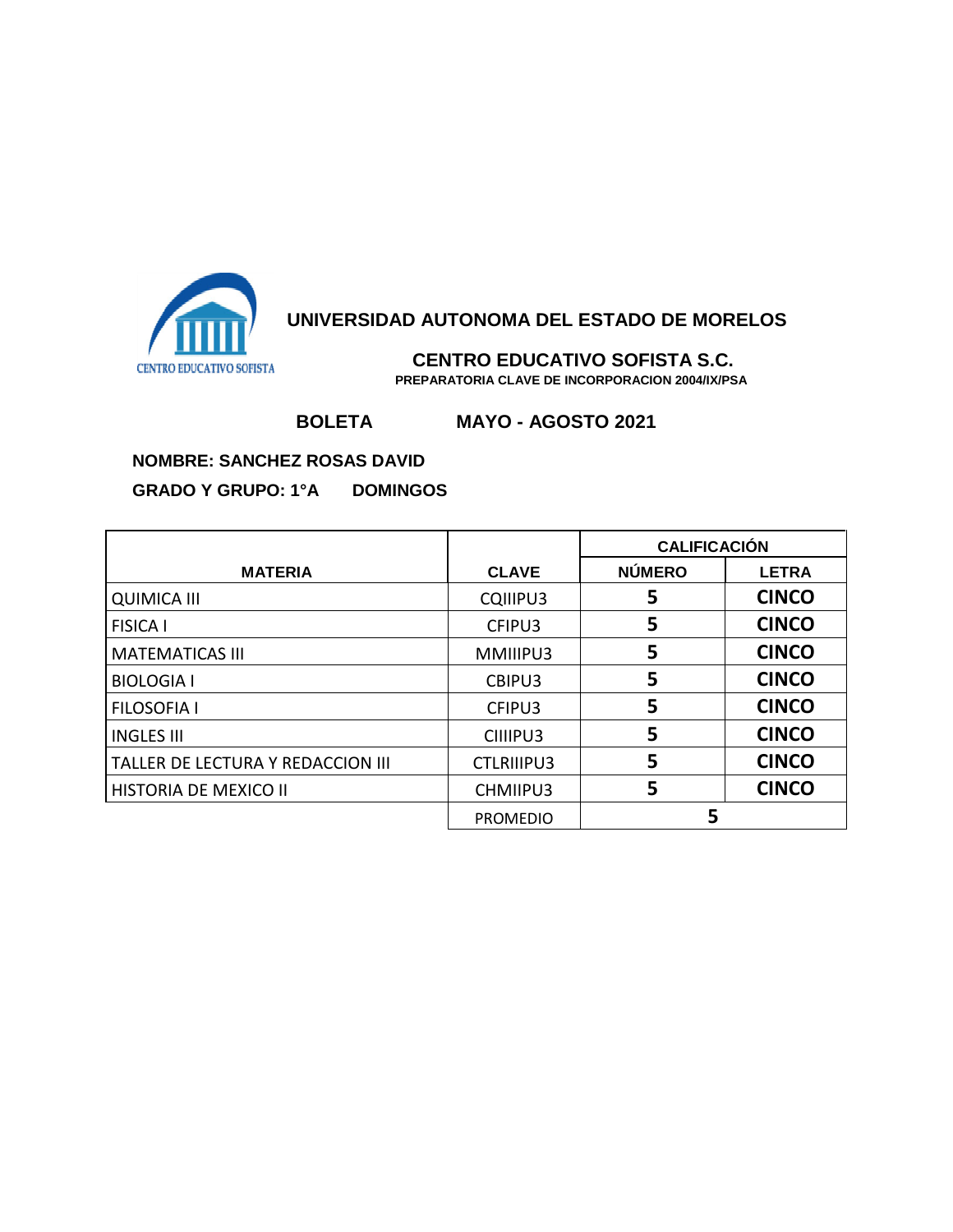CENTRO EDUCATIVO SOFISTA

# UNIVERSIDAD AUTONOMA DEL ESTADO DE MORELOS

## CENTRO EDUCATIVO SOFISTA S.C.

**PREPARATORIA CLAVE DE INCORPORACION 2004/IX/PSA**

**BOLETA** **MAYO - AGOSTO 2021**

**NOMBRE: SANCHEZ ROSAS DAVID**

**GRADO Y GRUPO: 1°A** **DOMINGOS**

| MATERIA | CLAVE | CALIFICACIÓN | |
|---|---|---|---|
| | | NÚMERO | LETRA |
| QUIMICA III | CQIIIPU3 | 5 | CINCO |
| FISICA I | CFIPU3 | 5 | CINCO |
| MATEMATICAS III | MMIIIPU3 | 5 | CINCO |
| BIOLOGIA I | CBIPU3 | 5 | CINCO |
| FILOSOFIA I | CFIPU3 | 5 | CINCO |
| INGLES III | CIIIIPU3 | 5 | CINCO |
| TALLER DE LECTURA Y REDACCION III | CTLRIIIPU3 | 5 | CINCO |
| HISTORIA DE MEXICO II | CHMIIPU3 | 5 | CINCO |
| | PROMEDIO | 5 | |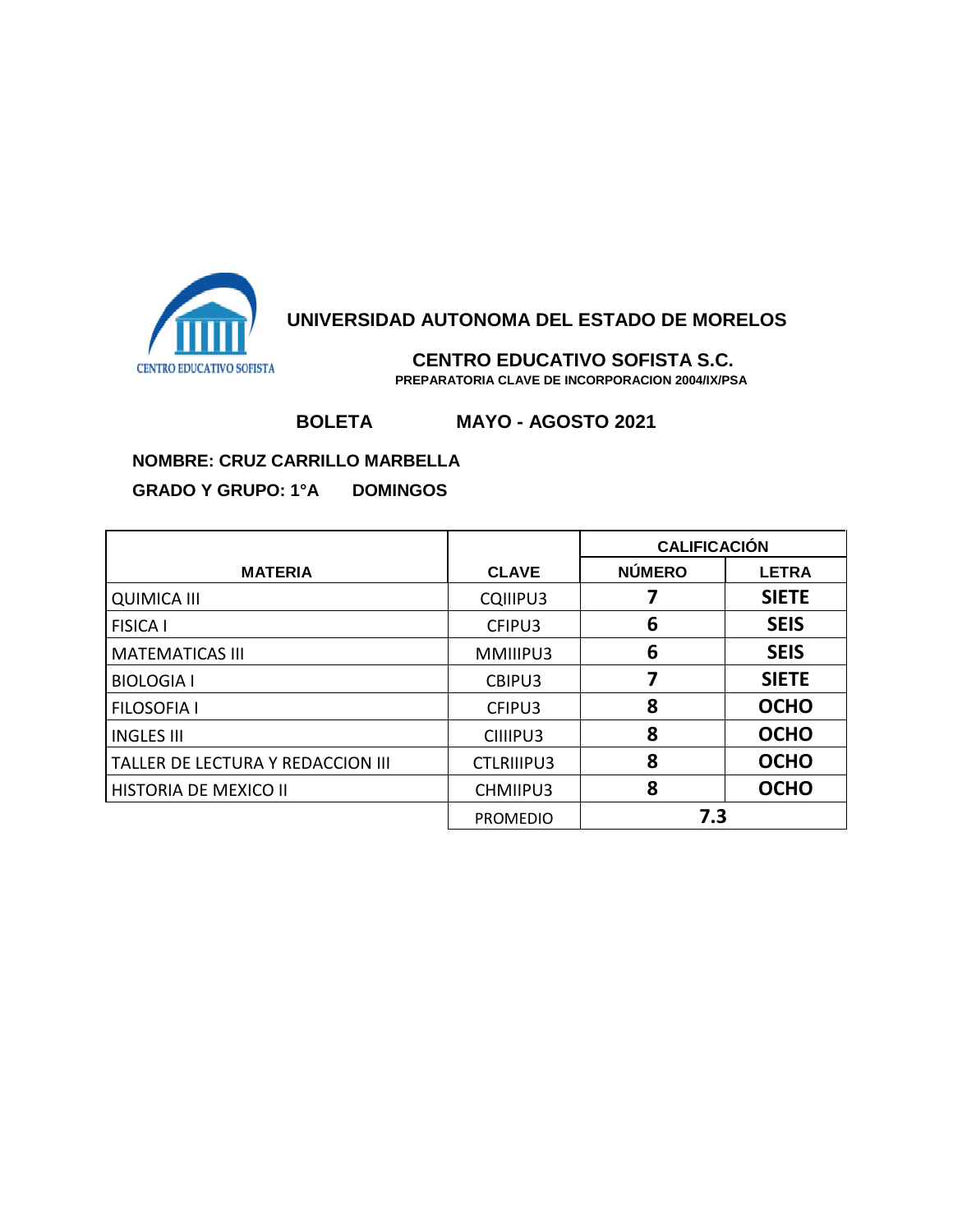CENTRO EDUCATIVO SOFISTA

## UNIVERSIDAD AUTONOMA DEL ESTADO DE MORELOS

### CENTRO EDUCATIVO SOFISTA S.C.

**PREPARATORIA CLAVE DE INCORPORACION 2004/IX/PSA**

**BOLETA MAYO - AGOSTO 2021**

**NOMBRE: CRUZ CARRILLO MARBELLA**

**GRADO Y GRUPO: 1°A DOMINGOS**

| MATERIA | CLAVE | CALIFICACIÓN | |
|---|---|---|---|
| | | NÚMERO | LETRA |
| QUIMICA III | CQIIIPU3 | 7 | SIETE |
| FISICA I | CFIPU3 | 6 | SEIS |
| MATEMATICAS III | MMIIIPU3 | 6 | SEIS |
| BIOLOGIA I | CBIPU3 | 7 | SIETE |
| FILOSOFIA I | CFIPU3 | 8 | OCHO |
| INGLES III | CIIIIPU3 | 8 | OCHO |
| TALLER DE LECTURA Y REDACCION III | CTLRIIIPU3 | 8 | OCHO |
| HISTORIA DE MEXICO II | CHMIIPU3 | 8 | OCHO |
| | PROMEDIO | 7.3 | |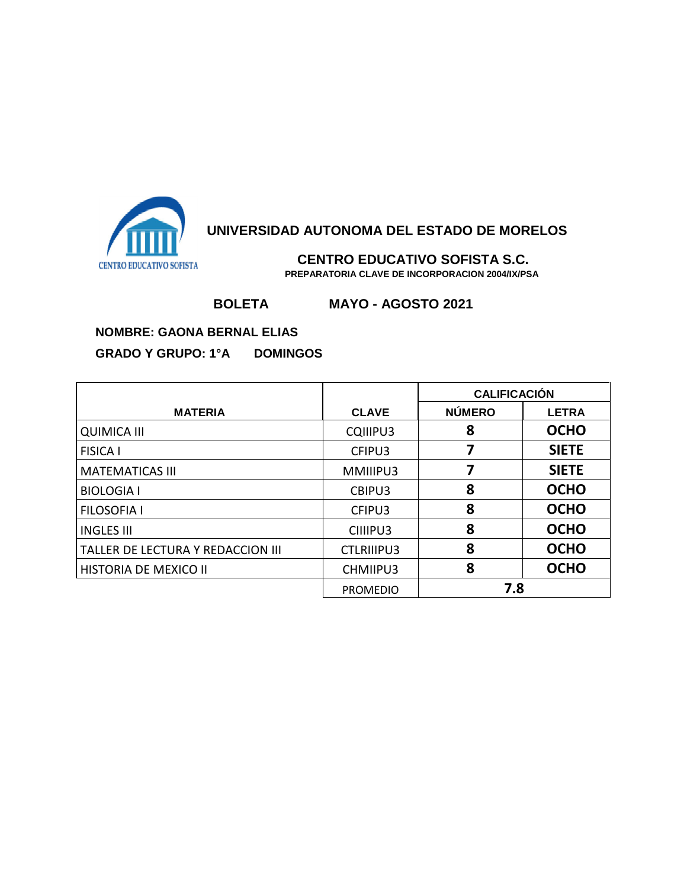CENTRO EDUCATIVO SOFISTA

# UNIVERSIDAD AUTONOMA DEL ESTADO DE MORELOS

## CENTRO EDUCATIVO SOFISTA S.C.

**PREPARATORIA CLAVE DE INCORPORACION 2004/IX/PSA**

**BOLETA** **MAYO - AGOSTO 2021**

**NOMBRE: GAONA BERNAL ELIAS**

**GRADO Y GRUPO: 1°A** **DOMINGOS**

| | | CALIFICACIÓN | |
|---|---|---|---|
| **MATERIA** | **CLAVE** | **NÚMERO** | **LETRA** |
| QUIMICA III | CQIIIPU3 | **8** | **OCHO** |
| FISICA I | CFIPU3 | **7** | **SIETE** |
| MATEMATICAS III | MMIIIPU3 | **7** | **SIETE** |
| BIOLOGIA I | CBIPU3 | **8** | **OCHO** |
| FILOSOFIA I | CFIPU3 | **8** | **OCHO** |
| INGLES III | CIIIIPU3 | **8** | **OCHO** |
| TALLER DE LECTURA Y REDACCION III | CTLRIIIPU3 | **8** | **OCHO** |
| HISTORIA DE MEXICO II | CHMIIPU3 | **8** | **OCHO** |
| | PROMEDIO | **7.8** | |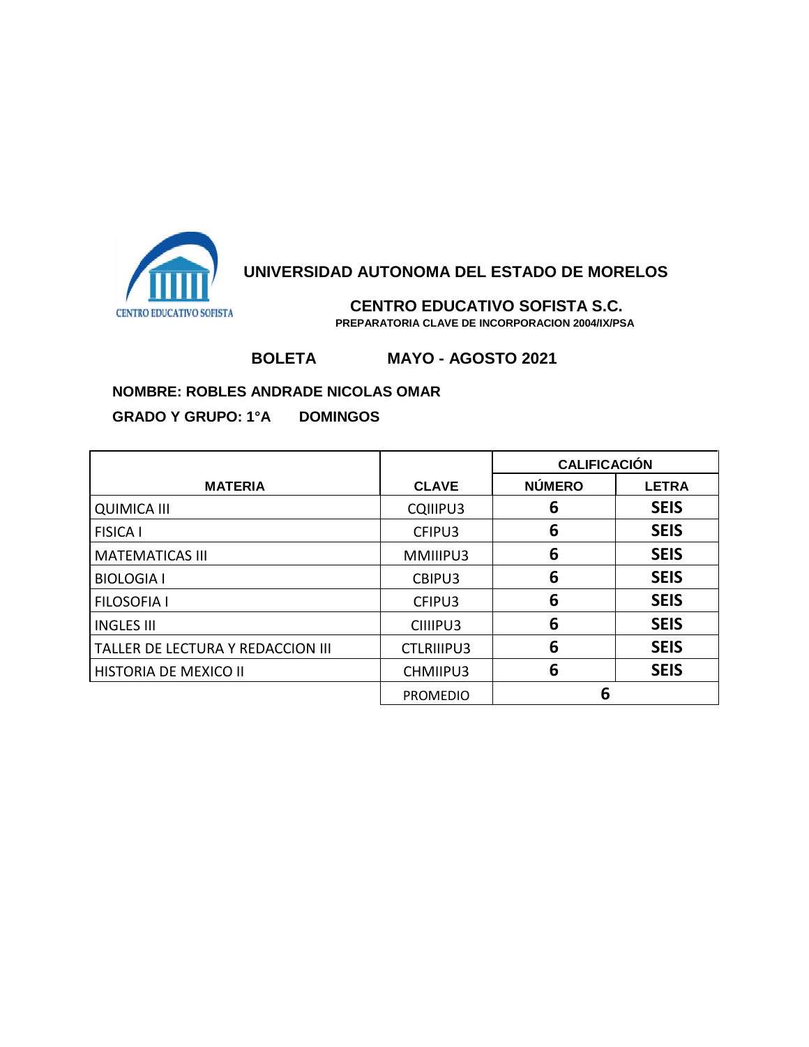CENTRO EDUCATIVO SOFISTA

## UNIVERSIDAD AUTONOMA DEL ESTADO DE MORELOS

### CENTRO EDUCATIVO SOFISTA S.C.

**PREPARATORIA CLAVE DE INCORPORACION 2004/IX/PSA**

**BOLETA MAYO - AGOSTO 2021**

**NOMBRE: ROBLES ANDRADE NICOLAS OMAR**

**GRADO Y GRUPO: 1°A DOMINGOS**

| MATERIA | CLAVE | CALIFICACIÓN | |
|---|---|---|---|
| | | NÚMERO | LETRA |
| QUIMICA III | CQIIIPU3 | 6 | SEIS |
| FISICA I | CFIPU3 | 6 | SEIS |
| MATEMATICAS III | MMIIIPU3 | 6 | SEIS |
| BIOLOGIA I | CBIPU3 | 6 | SEIS |
| FILOSOFIA I | CFIPU3 | 6 | SEIS |
| INGLES III | CIIIIPU3 | 6 | SEIS |
| TALLER DE LECTURA Y REDACCION III | CTLRIIIPU3 | 6 | SEIS |
| HISTORIA DE MEXICO II | CHMIIPU3 | 6 | SEIS |
| | PROMEDIO | 6 | |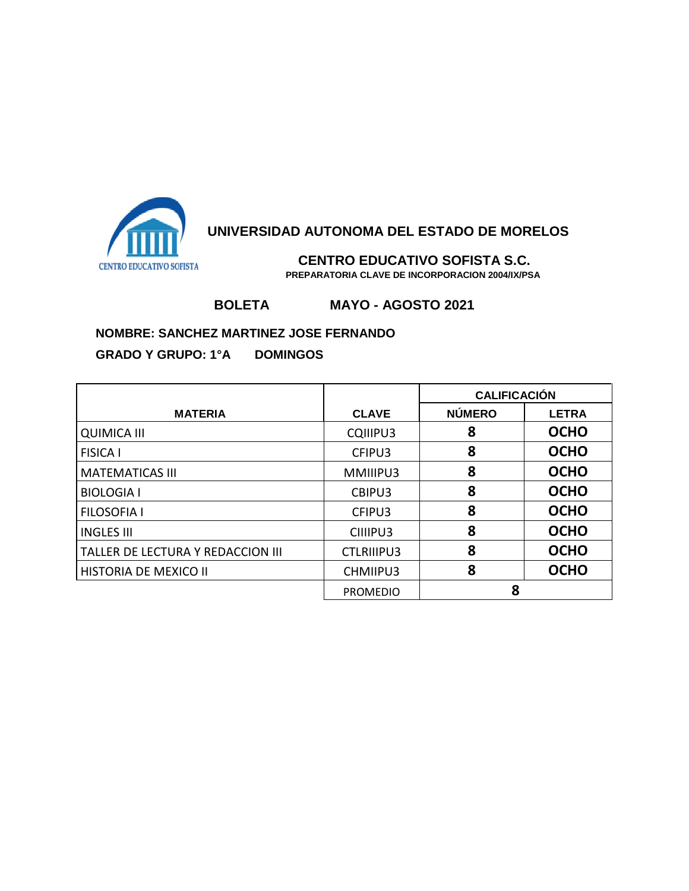# UNIVERSIDAD AUTONOMA DEL ESTADO DE MORELOS

CENTRO EDUCATIVO SOFISTA

## CENTRO EDUCATIVO SOFISTA S.C.

**PREPARATORIA CLAVE DE INCORPORACION 2004/IX/PSA**

**BOLETA MAYO - AGOSTO 2021**

**NOMBRE: SANCHEZ MARTINEZ JOSE FERNANDO**

**GRADO Y GRUPO: 1°A DOMINGOS**

| MATERIA | CLAVE | CALIFICACIÓN | |
|---|---|---|---|
| | | NÚMERO | LETRA |
| QUIMICA III | CQIIIPU3 | 8 | OCHO |
| FISICA I | CFIPU3 | 8 | OCHO |
| MATEMATICAS III | MMIIIPU3 | 8 | OCHO |
| BIOLOGIA I | CBIPU3 | 8 | OCHO |
| FILOSOFIA I | CFIPU3 | 8 | OCHO |
| INGLES III | CIIIIPU3 | 8 | OCHO |
| TALLER DE LECTURA Y REDACCION III | CTLRIIIPU3 | 8 | OCHO |
| HISTORIA DE MEXICO II | CHMIIPU3 | 8 | OCHO |
| | PROMEDIO | 8 | |